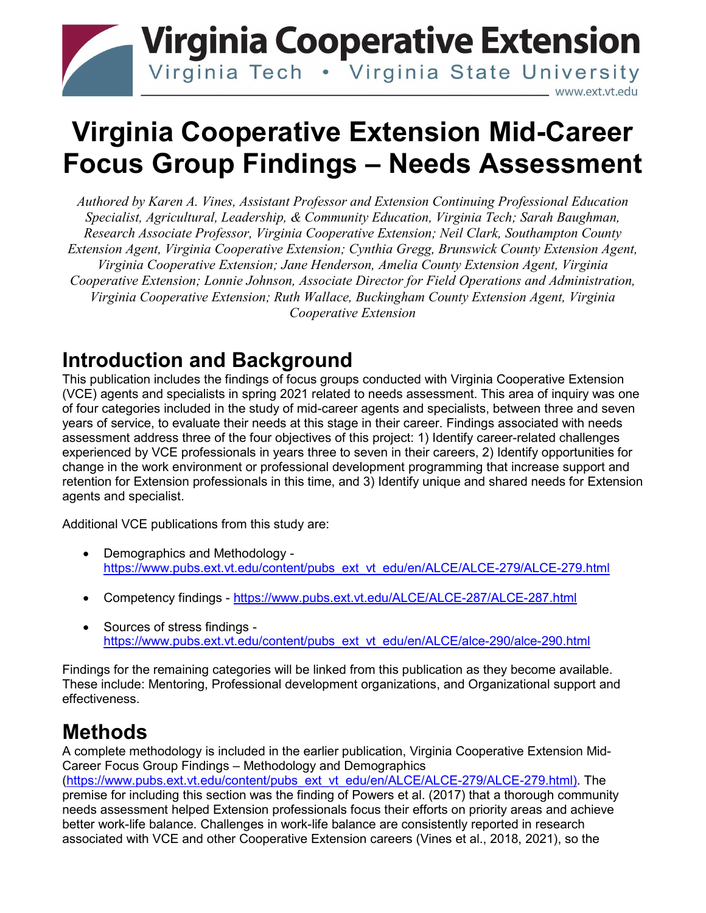Virginia Cooperative Extension

Virginia Tech • Virginia State University

www.ext.vt.edu

# Virginia Cooperative Extension Mid-Career Focus Group Findings – Needs Assessment

*Authored by Karen A. Vines, Assistant Professor and Extension Continuing Professional Education Specialist, Agricultural, Leadership, & Community Education, Virginia Tech; Sarah Baughman, Research Associate Professor, Virginia Cooperative Extension; Neil Clark, Southampton County Extension Agent, Virginia Cooperative Extension; Cynthia Gregg, Brunswick County Extension Agent, Virginia Cooperative Extension; Jane Henderson, Amelia County Extension Agent, Virginia Cooperative Extension; Lonnie Johnson, Associate Director for Field Operations and Administration, Virginia Cooperative Extension; Ruth Wallace, Buckingham County Extension Agent, Virginia Cooperative Extension*

## Introduction and Background

This publication includes the findings of focus groups conducted with Virginia Cooperative Extension (VCE) agents and specialists in spring 2021 related to needs assessment. This area of inquiry was one of four categories included in the study of mid-career agents and specialists, between three and seven years of service, to evaluate their needs at this stage in their career. Findings associated with needs assessment address three of the four objectives of this project: 1) Identify career-related challenges experienced by VCE professionals in years three to seven in their careers, 2) Identify opportunities for change in the work environment or professional development programming that increase support and retention for Extension professionals in this time, and 3) Identify unique and shared needs for Extension agents and specialist.

Additional VCE publications from this study are:

- Demographics and Methodology - https://www.pubs.ext.vt.edu/content/pubs_ext_vt_edu/en/ALCE/ALCE-279/ALCE-279.html
- Competency findings - https://www.pubs.ext.vt.edu/ALCE/ALCE-287/ALCE-287.html
- Sources of stress findings - https://www.pubs.ext.vt.edu/content/pubs_ext_vt_edu/en/ALCE/alce-290/alce-290.html

Findings for the remaining categories will be linked from this publication as they become available. These include: Mentoring, Professional development organizations, and Organizational support and effectiveness.

## Methods

A complete methodology is included in the earlier publication, Virginia Cooperative Extension Mid-Career Focus Group Findings – Methodology and Demographics (https://www.pubs.ext.vt.edu/content/pubs_ext_vt_edu/en/ALCE/ALCE-279/ALCE-279.html). The premise for including this section was the finding of Powers et al. (2017) that a thorough community needs assessment helped Extension professionals focus their efforts on priority areas and achieve better work-life balance. Challenges in work-life balance are consistently reported in research associated with VCE and other Cooperative Extension careers (Vines et al., 2018, 2021), so the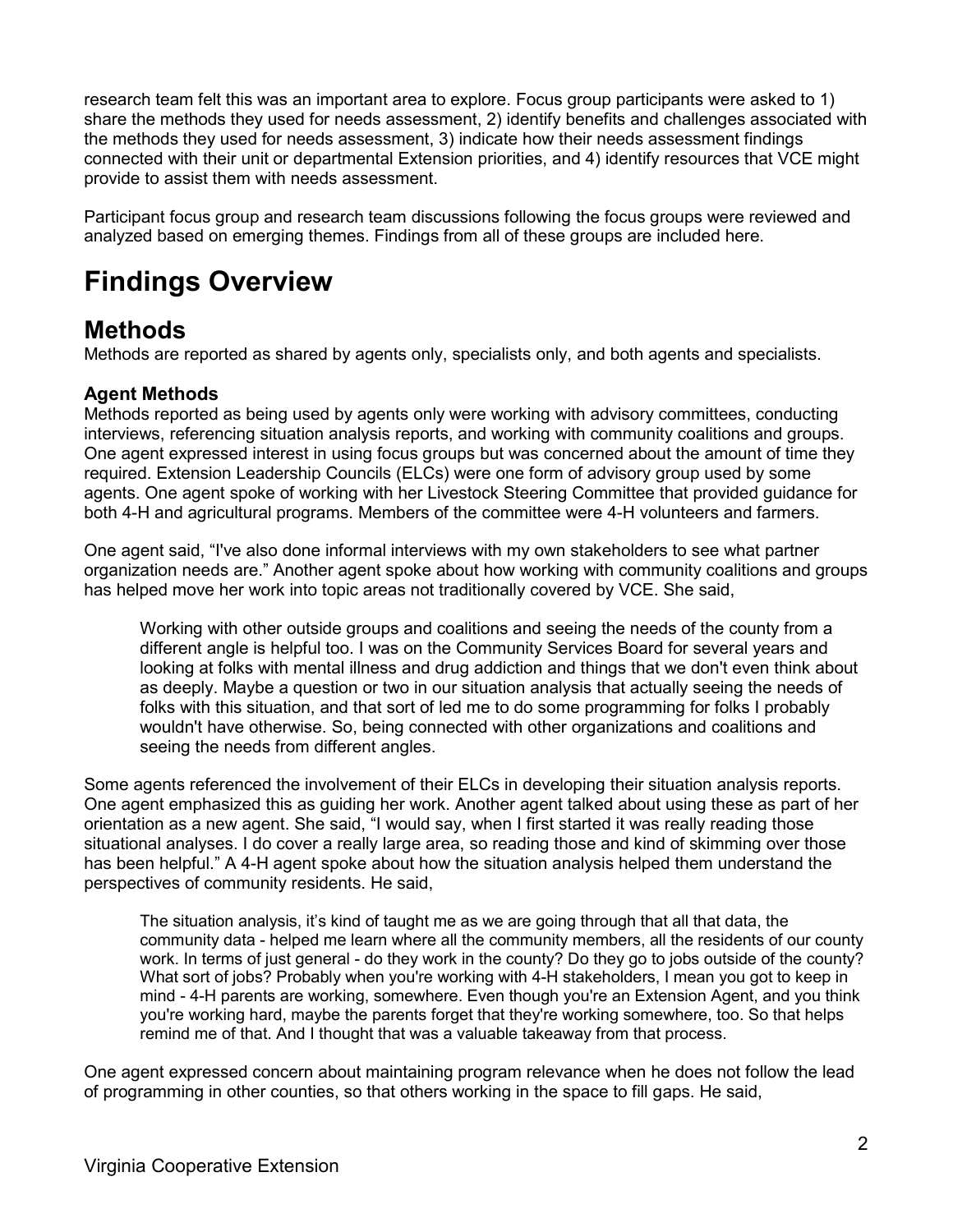research team felt this was an important area to explore. Focus group participants were asked to 1) share the methods they used for needs assessment, 2) identify benefits and challenges associated with the methods they used for needs assessment, 3) indicate how their needs assessment findings connected with their unit or departmental Extension priorities, and 4) identify resources that VCE might provide to assist them with needs assessment.

Participant focus group and research team discussions following the focus groups were reviewed and analyzed based on emerging themes. Findings from all of these groups are included here.

# Findings Overview

## Methods

Methods are reported as shared by agents only, specialists only, and both agents and specialists.

### Agent Methods

Methods reported as being used by agents only were working with advisory committees, conducting interviews, referencing situation analysis reports, and working with community coalitions and groups. One agent expressed interest in using focus groups but was concerned about the amount of time they required. Extension Leadership Councils (ELCs) were one form of advisory group used by some agents. One agent spoke of working with her Livestock Steering Committee that provided guidance for both 4-H and agricultural programs. Members of the committee were 4-H volunteers and farmers.

One agent said, "I've also done informal interviews with my own stakeholders to see what partner organization needs are." Another agent spoke about how working with community coalitions and groups has helped move her work into topic areas not traditionally covered by VCE. She said,

> Working with other outside groups and coalitions and seeing the needs of the county from a different angle is helpful too. I was on the Community Services Board for several years and looking at folks with mental illness and drug addiction and things that we don't even think about as deeply. Maybe a question or two in our situation analysis that actually seeing the needs of folks with this situation, and that sort of led me to do some programming for folks I probably wouldn't have otherwise. So, being connected with other organizations and coalitions and seeing the needs from different angles.

Some agents referenced the involvement of their ELCs in developing their situation analysis reports. One agent emphasized this as guiding her work. Another agent talked about using these as part of her orientation as a new agent. She said, "I would say, when I first started it was really reading those situational analyses. I do cover a really large area, so reading those and kind of skimming over those has been helpful." A 4-H agent spoke about how the situation analysis helped them understand the perspectives of community residents. He said,

> The situation analysis, it's kind of taught me as we are going through that all that data, the community data - helped me learn where all the community members, all the residents of our county work. In terms of just general - do they work in the county? Do they go to jobs outside of the county? What sort of jobs? Probably when you're working with 4-H stakeholders, I mean you got to keep in mind - 4-H parents are working, somewhere. Even though you're an Extension Agent, and you think you're working hard, maybe the parents forget that they're working somewhere, too. So that helps remind me of that. And I thought that was a valuable takeaway from that process.

One agent expressed concern about maintaining program relevance when he does not follow the lead of programming in other counties, so that others working in the space to fill gaps. He said,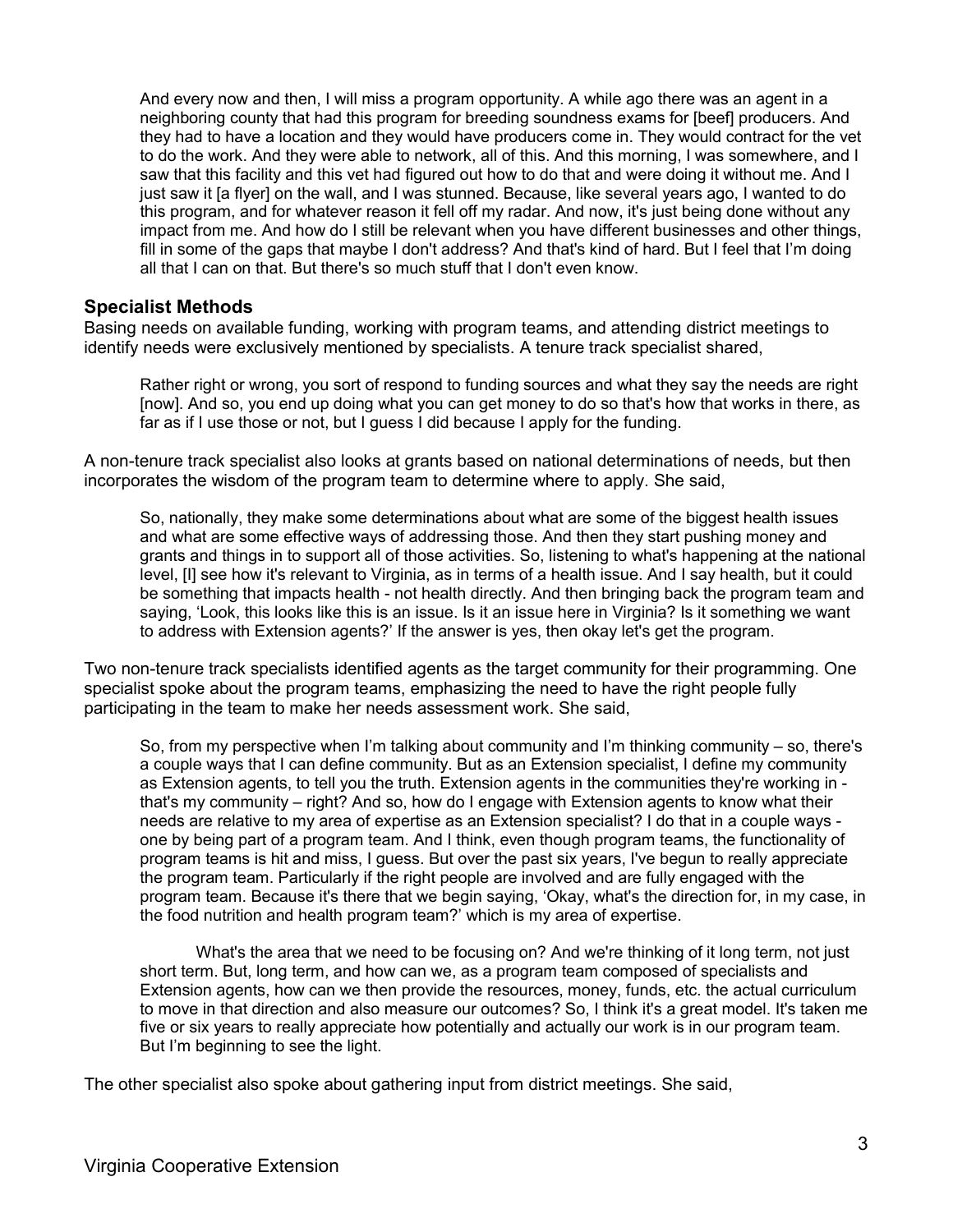> And every now and then, I will miss a program opportunity. A while ago there was an agent in a neighboring county that had this program for breeding soundness exams for [beef] producers. And they had to have a location and they would have producers come in. They would contract for the vet to do the work. And they were able to network, all of this. And this morning, I was somewhere, and I saw that this facility and this vet had figured out how to do that and were doing it without me. And I just saw it [a flyer] on the wall, and I was stunned. Because, like several years ago, I wanted to do this program, and for whatever reason it fell off my radar. And now, it's just being done without any impact from me. And how do I still be relevant when you have different businesses and other things, fill in some of the gaps that maybe I don't address? And that's kind of hard. But I feel that I'm doing all that I can on that. But there's so much stuff that I don't even know.

### Specialist Methods

Basing needs on available funding, working with program teams, and attending district meetings to identify needs were exclusively mentioned by specialists. A tenure track specialist shared,

> Rather right or wrong, you sort of respond to funding sources and what they say the needs are right [now]. And so, you end up doing what you can get money to do so that's how that works in there, as far as if I use those or not, but I guess I did because I apply for the funding.

A non-tenure track specialist also looks at grants based on national determinations of needs, but then incorporates the wisdom of the program team to determine where to apply. She said,

> So, nationally, they make some determinations about what are some of the biggest health issues and what are some effective ways of addressing those. And then they start pushing money and grants and things in to support all of those activities. So, listening to what's happening at the national level, [I] see how it's relevant to Virginia, as in terms of a health issue. And I say health, but it could be something that impacts health - not health directly. And then bringing back the program team and saying, 'Look, this looks like this is an issue. Is it an issue here in Virginia? Is it something we want to address with Extension agents?' If the answer is yes, then okay let's get the program.

Two non-tenure track specialists identified agents as the target community for their programming. One specialist spoke about the program teams, emphasizing the need to have the right people fully participating in the team to make her needs assessment work. She said,

> So, from my perspective when I'm talking about community and I'm thinking community – so, there's a couple ways that I can define community. But as an Extension specialist, I define my community as Extension agents, to tell you the truth. Extension agents in the communities they're working in - that's my community – right? And so, how do I engage with Extension agents to know what their needs are relative to my area of expertise as an Extension specialist? I do that in a couple ways - one by being part of a program team. And I think, even though program teams, the functionality of program teams is hit and miss, I guess. But over the past six years, I've begun to really appreciate the program team. Particularly if the right people are involved and are fully engaged with the program team. Because it's there that we begin saying, 'Okay, what's the direction for, in my case, in the food nutrition and health program team?' which is my area of expertise.
>
> What's the area that we need to be focusing on? And we're thinking of it long term, not just short term. But, long term, and how can we, as a program team composed of specialists and Extension agents, how can we then provide the resources, money, funds, etc. the actual curriculum to move in that direction and also measure our outcomes? So, I think it's a great model. It's taken me five or six years to really appreciate how potentially and actually our work is in our program team. But I'm beginning to see the light.

The other specialist also spoke about gathering input from district meetings. She said,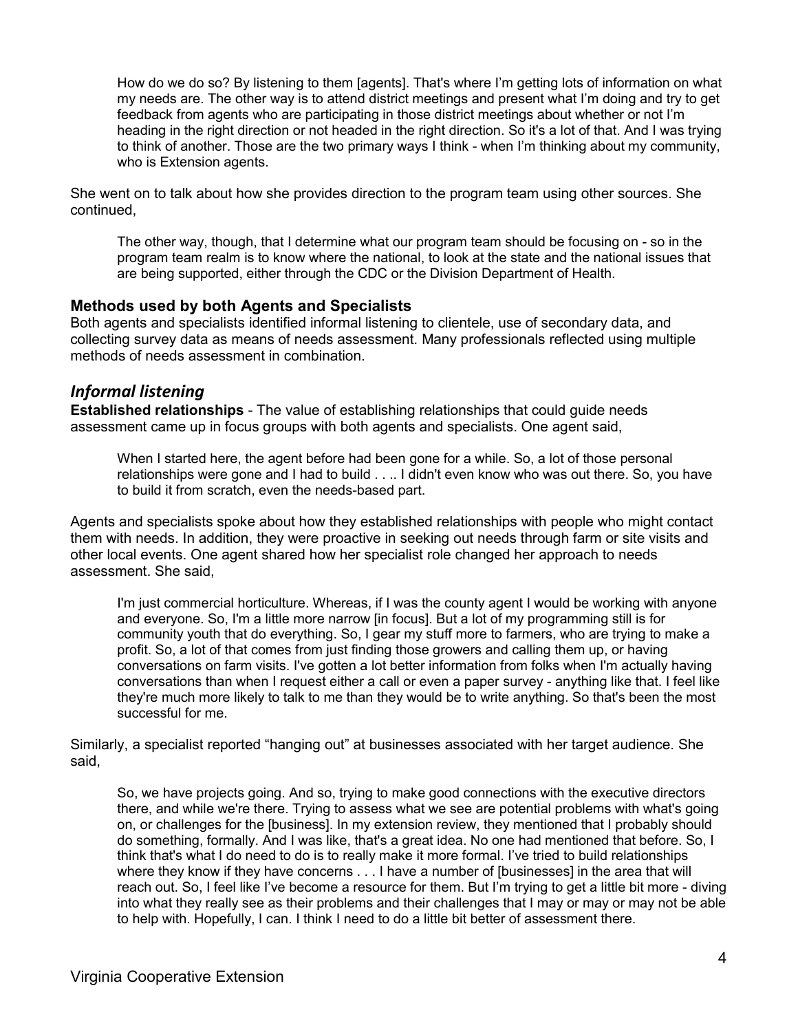> How do we do so? By listening to them [agents]. That's where I'm getting lots of information on what my needs are. The other way is to attend district meetings and present what I'm doing and try to get feedback from agents who are participating in those district meetings about whether or not I'm heading in the right direction or not headed in the right direction. So it's a lot of that. And I was trying to think of another. Those are the two primary ways I think - when I'm thinking about my community, who is Extension agents.

She went on to talk about how she provides direction to the program team using other sources. She continued,

> The other way, though, that I determine what our program team should be focusing on - so in the program team realm is to know where the national, to look at the state and the national issues that are being supported, either through the CDC or the Division Department of Health.

### Methods used by both Agents and Specialists

Both agents and specialists identified informal listening to clientele, use of secondary data, and collecting survey data as means of needs assessment. Many professionals reflected using multiple methods of needs assessment in combination.

## *Informal listening*

**Established relationships** - The value of establishing relationships that could guide needs assessment came up in focus groups with both agents and specialists. One agent said,

> When I started here, the agent before had been gone for a while. So, a lot of those personal relationships were gone and I had to build . . .. I didn't even know who was out there. So, you have to build it from scratch, even the needs-based part.

Agents and specialists spoke about how they established relationships with people who might contact them with needs. In addition, they were proactive in seeking out needs through farm or site visits and other local events. One agent shared how her specialist role changed her approach to needs assessment. She said,

> I'm just commercial horticulture. Whereas, if I was the county agent I would be working with anyone and everyone. So, I'm a little more narrow [in focus]. But a lot of my programming still is for community youth that do everything. So, I gear my stuff more to farmers, who are trying to make a profit. So, a lot of that comes from just finding those growers and calling them up, or having conversations on farm visits. I've gotten a lot better information from folks when I'm actually having conversations than when I request either a call or even a paper survey - anything like that. I feel like they're much more likely to talk to me than they would be to write anything. So that's been the most successful for me.

Similarly, a specialist reported "hanging out" at businesses associated with her target audience. She said,

> So, we have projects going. And so, trying to make good connections with the executive directors there, and while we're there. Trying to assess what we see are potential problems with what's going on, or challenges for the [business]. In my extension review, they mentioned that I probably should do something, formally. And I was like, that's a great idea. No one had mentioned that before. So, I think that's what I do need to do is to really make it more formal. I've tried to build relationships where they know if they have concerns . . . I have a number of [businesses] in the area that will reach out. So, I feel like I've become a resource for them. But I'm trying to get a little bit more - diving into what they really see as their problems and their challenges that I may or may or may not be able to help with. Hopefully, I can. I think I need to do a little bit better of assessment there.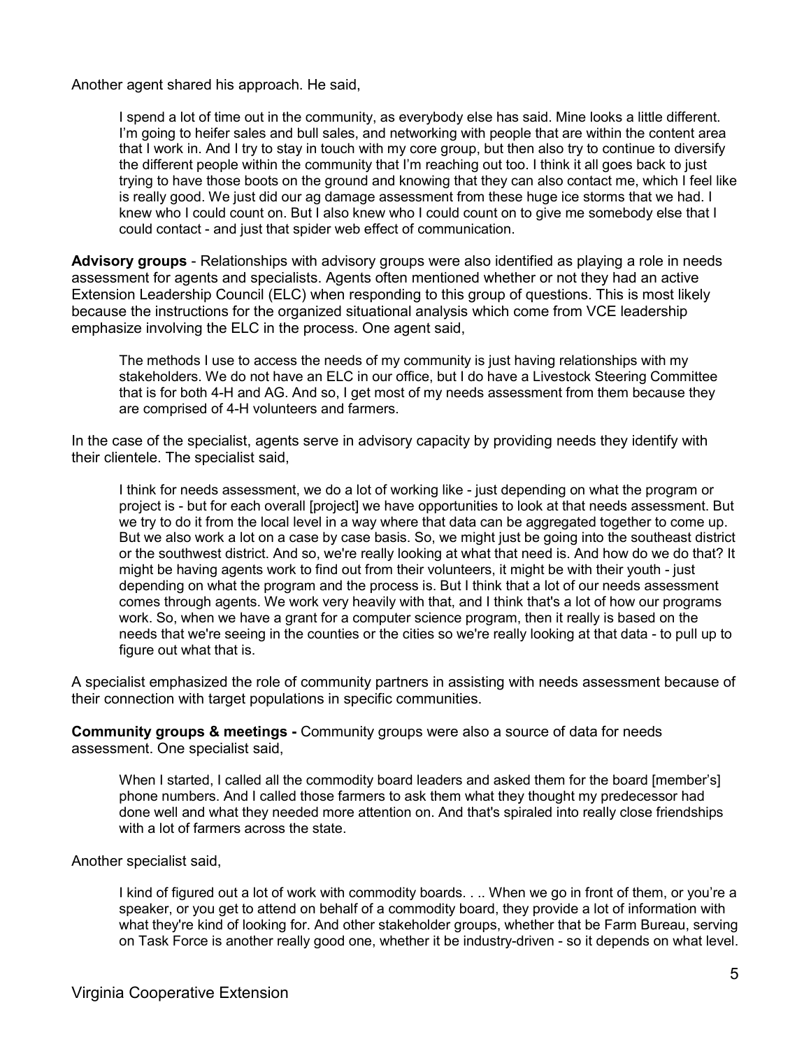Another agent shared his approach. He said,

> I spend a lot of time out in the community, as everybody else has said. Mine looks a little different. I'm going to heifer sales and bull sales, and networking with people that are within the content area that I work in. And I try to stay in touch with my core group, but then also try to continue to diversify the different people within the community that I'm reaching out too. I think it all goes back to just trying to have those boots on the ground and knowing that they can also contact me, which I feel like is really good. We just did our ag damage assessment from these huge ice storms that we had. I knew who I could count on. But I also knew who I could count on to give me somebody else that I could contact - and just that spider web effect of communication.

**Advisory groups** - Relationships with advisory groups were also identified as playing a role in needs assessment for agents and specialists. Agents often mentioned whether or not they had an active Extension Leadership Council (ELC) when responding to this group of questions. This is most likely because the instructions for the organized situational analysis which come from VCE leadership emphasize involving the ELC in the process. One agent said,

> The methods I use to access the needs of my community is just having relationships with my stakeholders. We do not have an ELC in our office, but I do have a Livestock Steering Committee that is for both 4-H and AG. And so, I get most of my needs assessment from them because they are comprised of 4-H volunteers and farmers.

In the case of the specialist, agents serve in advisory capacity by providing needs they identify with their clientele. The specialist said,

> I think for needs assessment, we do a lot of working like - just depending on what the program or project is - but for each overall [project] we have opportunities to look at that needs assessment. But we try to do it from the local level in a way where that data can be aggregated together to come up. But we also work a lot on a case by case basis. So, we might just be going into the southeast district or the southwest district. And so, we're really looking at what that need is. And how do we do that? It might be having agents work to find out from their volunteers, it might be with their youth - just depending on what the program and the process is. But I think that a lot of our needs assessment comes through agents. We work very heavily with that, and I think that's a lot of how our programs work. So, when we have a grant for a computer science program, then it really is based on the needs that we're seeing in the counties or the cities so we're really looking at that data - to pull up to figure out what that is.

A specialist emphasized the role of community partners in assisting with needs assessment because of their connection with target populations in specific communities.

**Community groups & meetings -** Community groups were also a source of data for needs assessment. One specialist said,

> When I started, I called all the commodity board leaders and asked them for the board [member's] phone numbers. And I called those farmers to ask them what they thought my predecessor had done well and what they needed more attention on. And that's spiraled into really close friendships with a lot of farmers across the state.

Another specialist said,

> I kind of figured out a lot of work with commodity boards. . .. When we go in front of them, or you're a speaker, or you get to attend on behalf of a commodity board, they provide a lot of information with what they're kind of looking for. And other stakeholder groups, whether that be Farm Bureau, serving on Task Force is another really good one, whether it be industry-driven - so it depends on what level.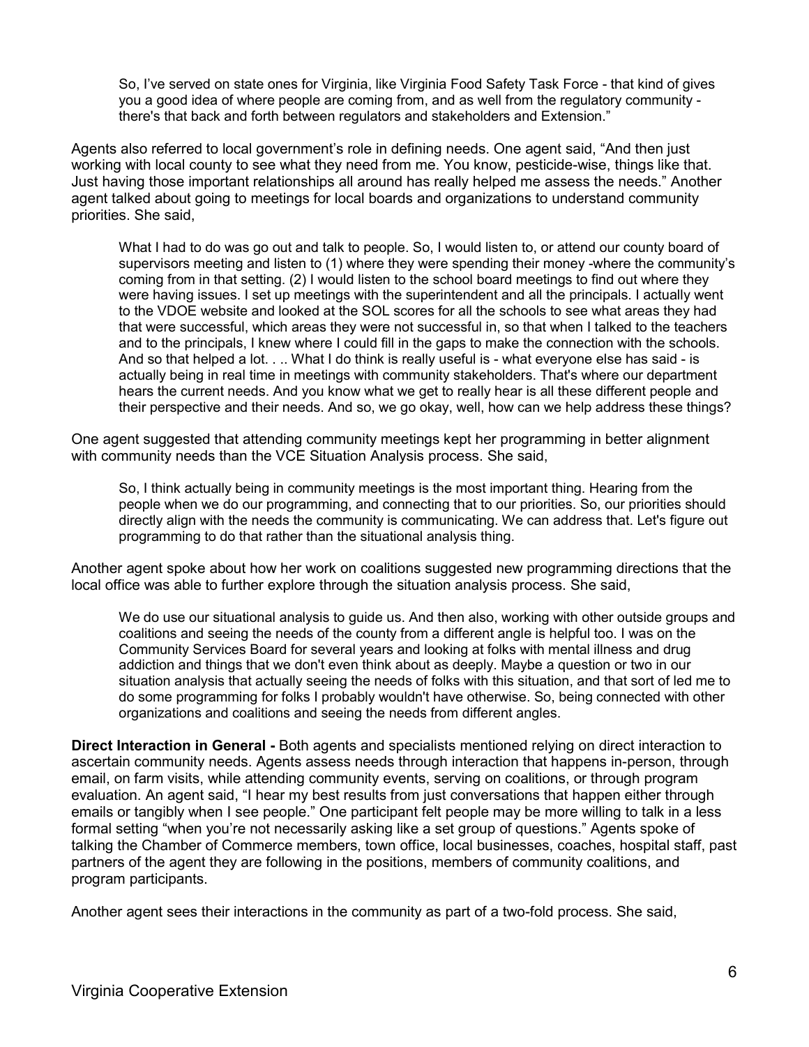> So, I've served on state ones for Virginia, like Virginia Food Safety Task Force - that kind of gives you a good idea of where people are coming from, and as well from the regulatory community - there's that back and forth between regulators and stakeholders and Extension."

Agents also referred to local government's role in defining needs. One agent said, "And then just working with local county to see what they need from me. You know, pesticide-wise, things like that. Just having those important relationships all around has really helped me assess the needs." Another agent talked about going to meetings for local boards and organizations to understand community priorities. She said,

> What I had to do was go out and talk to people. So, I would listen to, or attend our county board of supervisors meeting and listen to (1) where they were spending their money -where the community's coming from in that setting. (2) I would listen to the school board meetings to find out where they were having issues. I set up meetings with the superintendent and all the principals. I actually went to the VDOE website and looked at the SOL scores for all the schools to see what areas they had that were successful, which areas they were not successful in, so that when I talked to the teachers and to the principals, I knew where I could fill in the gaps to make the connection with the schools. And so that helped a lot. . .. What I do think is really useful is - what everyone else has said - is actually being in real time in meetings with community stakeholders. That's where our department hears the current needs. And you know what we get to really hear is all these different people and their perspective and their needs. And so, we go okay, well, how can we help address these things?

One agent suggested that attending community meetings kept her programming in better alignment with community needs than the VCE Situation Analysis process. She said,

> So, I think actually being in community meetings is the most important thing. Hearing from the people when we do our programming, and connecting that to our priorities. So, our priorities should directly align with the needs the community is communicating. We can address that. Let's figure out programming to do that rather than the situational analysis thing.

Another agent spoke about how her work on coalitions suggested new programming directions that the local office was able to further explore through the situation analysis process. She said,

> We do use our situational analysis to guide us. And then also, working with other outside groups and coalitions and seeing the needs of the county from a different angle is helpful too. I was on the Community Services Board for several years and looking at folks with mental illness and drug addiction and things that we don't even think about as deeply. Maybe a question or two in our situation analysis that actually seeing the needs of folks with this situation, and that sort of led me to do some programming for folks I probably wouldn't have otherwise. So, being connected with other organizations and coalitions and seeing the needs from different angles.

**Direct Interaction in General -** Both agents and specialists mentioned relying on direct interaction to ascertain community needs. Agents assess needs through interaction that happens in-person, through email, on farm visits, while attending community events, serving on coalitions, or through program evaluation. An agent said, "I hear my best results from just conversations that happen either through emails or tangibly when I see people." One participant felt people may be more willing to talk in a less formal setting "when you're not necessarily asking like a set group of questions." Agents spoke of talking the Chamber of Commerce members, town office, local businesses, coaches, hospital staff, past partners of the agent they are following in the positions, members of community coalitions, and program participants.

Another agent sees their interactions in the community as part of a two-fold process. She said,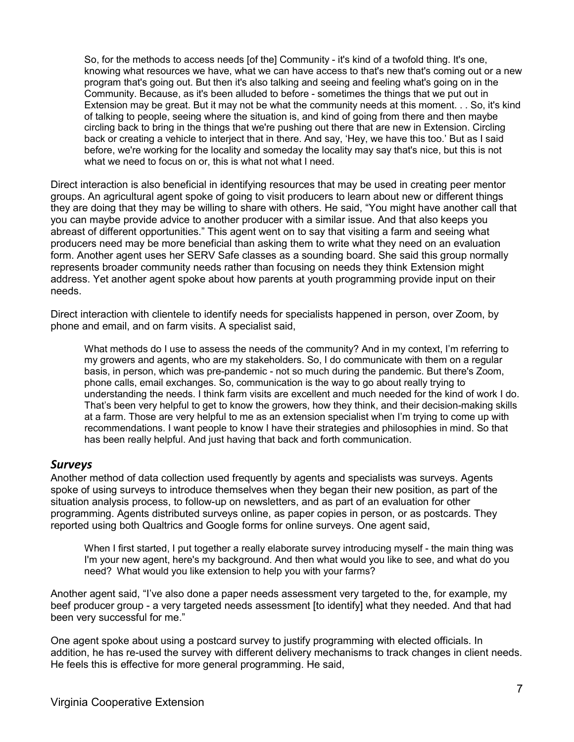> So, for the methods to access needs [of the] Community - it's kind of a twofold thing. It's one, knowing what resources we have, what we can have access to that's new that's coming out or a new program that's going out. But then it's also talking and seeing and feeling what's going on in the Community. Because, as it's been alluded to before - sometimes the things that we put out in Extension may be great. But it may not be what the community needs at this moment. . . So, it's kind of talking to people, seeing where the situation is, and kind of going from there and then maybe circling back to bring in the things that we're pushing out there that are new in Extension. Circling back or creating a vehicle to interject that in there. And say, 'Hey, we have this too.' But as I said before, we're working for the locality and someday the locality may say that's nice, but this is not what we need to focus on or, this is what not what I need.

Direct interaction is also beneficial in identifying resources that may be used in creating peer mentor groups. An agricultural agent spoke of going to visit producers to learn about new or different things they are doing that they may be willing to share with others. He said, "You might have another call that you can maybe provide advice to another producer with a similar issue. And that also keeps you abreast of different opportunities." This agent went on to say that visiting a farm and seeing what producers need may be more beneficial than asking them to write what they need on an evaluation form. Another agent uses her SERV Safe classes as a sounding board. She said this group normally represents broader community needs rather than focusing on needs they think Extension might address. Yet another agent spoke about how parents at youth programming provide input on their needs.

Direct interaction with clientele to identify needs for specialists happened in person, over Zoom, by phone and email, and on farm visits. A specialist said,

> What methods do I use to assess the needs of the community? And in my context, I'm referring to my growers and agents, who are my stakeholders. So, I do communicate with them on a regular basis, in person, which was pre-pandemic - not so much during the pandemic. But there's Zoom, phone calls, email exchanges. So, communication is the way to go about really trying to understanding the needs. I think farm visits are excellent and much needed for the kind of work I do. That's been very helpful to get to know the growers, how they think, and their decision-making skills at a farm. Those are very helpful to me as an extension specialist when I'm trying to come up with recommendations. I want people to know I have their strategies and philosophies in mind. So that has been really helpful. And just having that back and forth communication.

### *Surveys*

Another method of data collection used frequently by agents and specialists was surveys. Agents spoke of using surveys to introduce themselves when they began their new position, as part of the situation analysis process, to follow-up on newsletters, and as part of an evaluation for other programming. Agents distributed surveys online, as paper copies in person, or as postcards. They reported using both Qualtrics and Google forms for online surveys. One agent said,

> When I first started, I put together a really elaborate survey introducing myself - the main thing was I'm your new agent, here's my background. And then what would you like to see, and what do you need? What would you like extension to help you with your farms?

Another agent said, "I've also done a paper needs assessment very targeted to the, for example, my beef producer group - a very targeted needs assessment [to identify] what they needed. And that had been very successful for me."

One agent spoke about using a postcard survey to justify programming with elected officials. In addition, he has re-used the survey with different delivery mechanisms to track changes in client needs. He feels this is effective for more general programming. He said,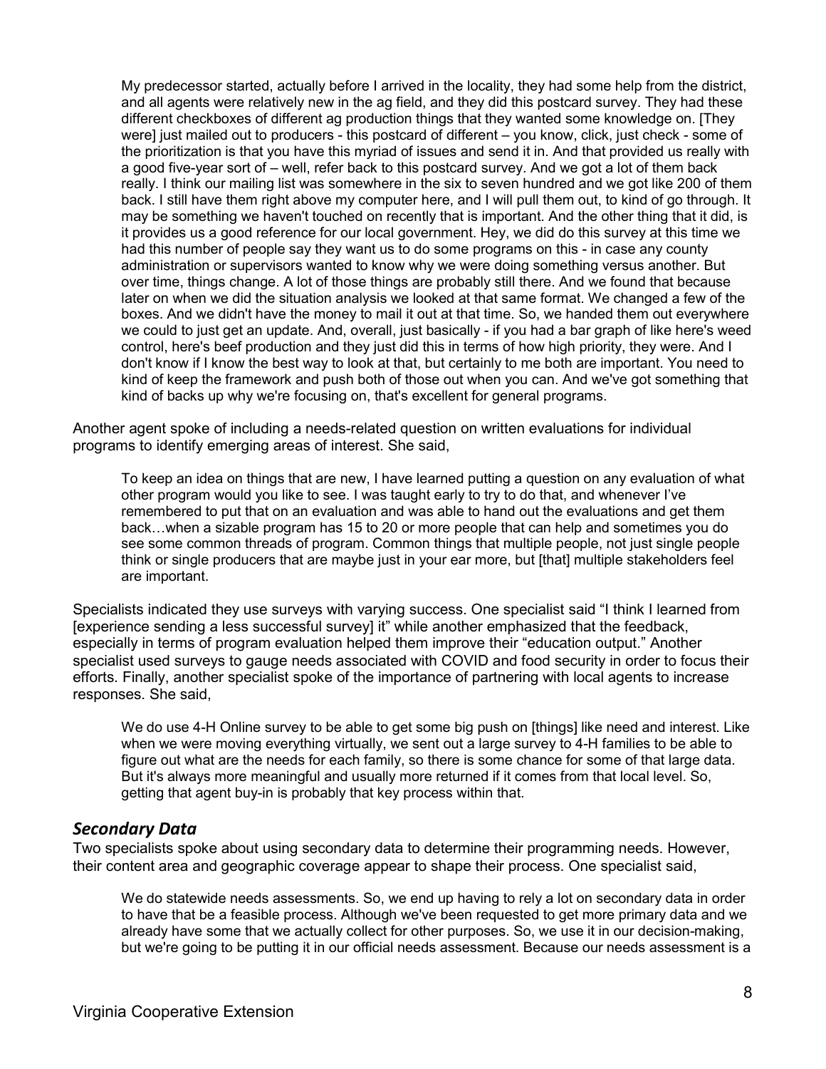> My predecessor started, actually before I arrived in the locality, they had some help from the district, and all agents were relatively new in the ag field, and they did this postcard survey. They had these different checkboxes of different ag production things that they wanted some knowledge on. [They were] just mailed out to producers - this postcard of different – you know, click, just check - some of the prioritization is that you have this myriad of issues and send it in. And that provided us really with a good five-year sort of – well, refer back to this postcard survey. And we got a lot of them back really. I think our mailing list was somewhere in the six to seven hundred and we got like 200 of them back. I still have them right above my computer here, and I will pull them out, to kind of go through. It may be something we haven't touched on recently that is important. And the other thing that it did, is it provides us a good reference for our local government. Hey, we did do this survey at this time we had this number of people say they want us to do some programs on this - in case any county administration or supervisors wanted to know why we were doing something versus another. But over time, things change. A lot of those things are probably still there. And we found that because later on when we did the situation analysis we looked at that same format. We changed a few of the boxes. And we didn't have the money to mail it out at that time. So, we handed them out everywhere we could to just get an update. And, overall, just basically - if you had a bar graph of like here's weed control, here's beef production and they just did this in terms of how high priority, they were. And I don't know if I know the best way to look at that, but certainly to me both are important. You need to kind of keep the framework and push both of those out when you can. And we've got something that kind of backs up why we're focusing on, that's excellent for general programs.

Another agent spoke of including a needs-related question on written evaluations for individual programs to identify emerging areas of interest. She said,

> To keep an idea on things that are new, I have learned putting a question on any evaluation of what other program would you like to see. I was taught early to try to do that, and whenever I've remembered to put that on an evaluation and was able to hand out the evaluations and get them back…when a sizable program has 15 to 20 or more people that can help and sometimes you do see some common threads of program. Common things that multiple people, not just single people think or single producers that are maybe just in your ear more, but [that] multiple stakeholders feel are important.

Specialists indicated they use surveys with varying success. One specialist said "I think I learned from [experience sending a less successful survey] it" while another emphasized that the feedback, especially in terms of program evaluation helped them improve their "education output." Another specialist used surveys to gauge needs associated with COVID and food security in order to focus their efforts. Finally, another specialist spoke of the importance of partnering with local agents to increase responses. She said,

> We do use 4-H Online survey to be able to get some big push on [things] like need and interest. Like when we were moving everything virtually, we sent out a large survey to 4-H families to be able to figure out what are the needs for each family, so there is some chance for some of that large data. But it's always more meaningful and usually more returned if it comes from that local level. So, getting that agent buy-in is probably that key process within that.

## *Secondary Data*

Two specialists spoke about using secondary data to determine their programming needs. However, their content area and geographic coverage appear to shape their process. One specialist said,

> We do statewide needs assessments. So, we end up having to rely a lot on secondary data in order to have that be a feasible process. Although we've been requested to get more primary data and we already have some that we actually collect for other purposes. So, we use it in our decision-making, but we're going to be putting it in our official needs assessment. Because our needs assessment is a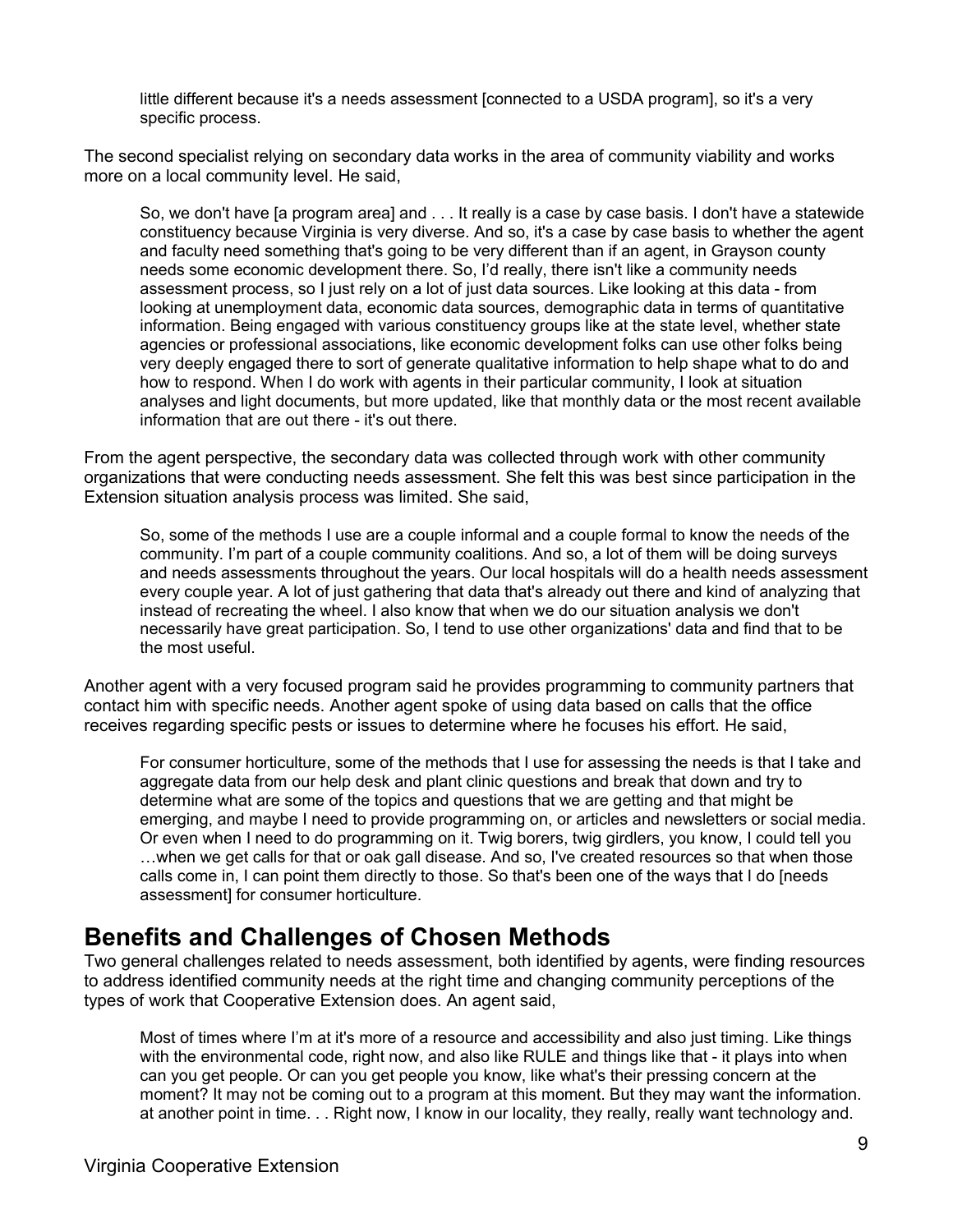> little different because it's a needs assessment [connected to a USDA program], so it's a very specific process.

The second specialist relying on secondary data works in the area of community viability and works more on a local community level. He said,

> So, we don't have [a program area] and . . . It really is a case by case basis. I don't have a statewide constituency because Virginia is very diverse. And so, it's a case by case basis to whether the agent and faculty need something that's going to be very different than if an agent, in Grayson county needs some economic development there. So, I'd really, there isn't like a community needs assessment process, so I just rely on a lot of just data sources. Like looking at this data - from looking at unemployment data, economic data sources, demographic data in terms of quantitative information. Being engaged with various constituency groups like at the state level, whether state agencies or professional associations, like economic development folks can use other folks being very deeply engaged there to sort of generate qualitative information to help shape what to do and how to respond. When I do work with agents in their particular community, I look at situation analyses and light documents, but more updated, like that monthly data or the most recent available information that are out there - it's out there.

From the agent perspective, the secondary data was collected through work with other community organizations that were conducting needs assessment. She felt this was best since participation in the Extension situation analysis process was limited. She said,

> So, some of the methods I use are a couple informal and a couple formal to know the needs of the community. I'm part of a couple community coalitions. And so, a lot of them will be doing surveys and needs assessments throughout the years. Our local hospitals will do a health needs assessment every couple year. A lot of just gathering that data that's already out there and kind of analyzing that instead of recreating the wheel. I also know that when we do our situation analysis we don't necessarily have great participation. So, I tend to use other organizations' data and find that to be the most useful.

Another agent with a very focused program said he provides programming to community partners that contact him with specific needs. Another agent spoke of using data based on calls that the office receives regarding specific pests or issues to determine where he focuses his effort. He said,

> For consumer horticulture, some of the methods that I use for assessing the needs is that I take and aggregate data from our help desk and plant clinic questions and break that down and try to determine what are some of the topics and questions that we are getting and that might be emerging, and maybe I need to provide programming on, or articles and newsletters or social media. Or even when I need to do programming on it. Twig borers, twig girdlers, you know, I could tell you …when we get calls for that or oak gall disease. And so, I've created resources so that when those calls come in, I can point them directly to those. So that's been one of the ways that I do [needs assessment] for consumer horticulture.

## Benefits and Challenges of Chosen Methods

Two general challenges related to needs assessment, both identified by agents, were finding resources to address identified community needs at the right time and changing community perceptions of the types of work that Cooperative Extension does. An agent said,

> Most of times where I'm at it's more of a resource and accessibility and also just timing. Like things with the environmental code, right now, and also like RULE and things like that - it plays into when can you get people. Or can you get people you know, like what's their pressing concern at the moment? It may not be coming out to a program at this moment. But they may want the information. at another point in time. . . Right now, I know in our locality, they really, really want technology and.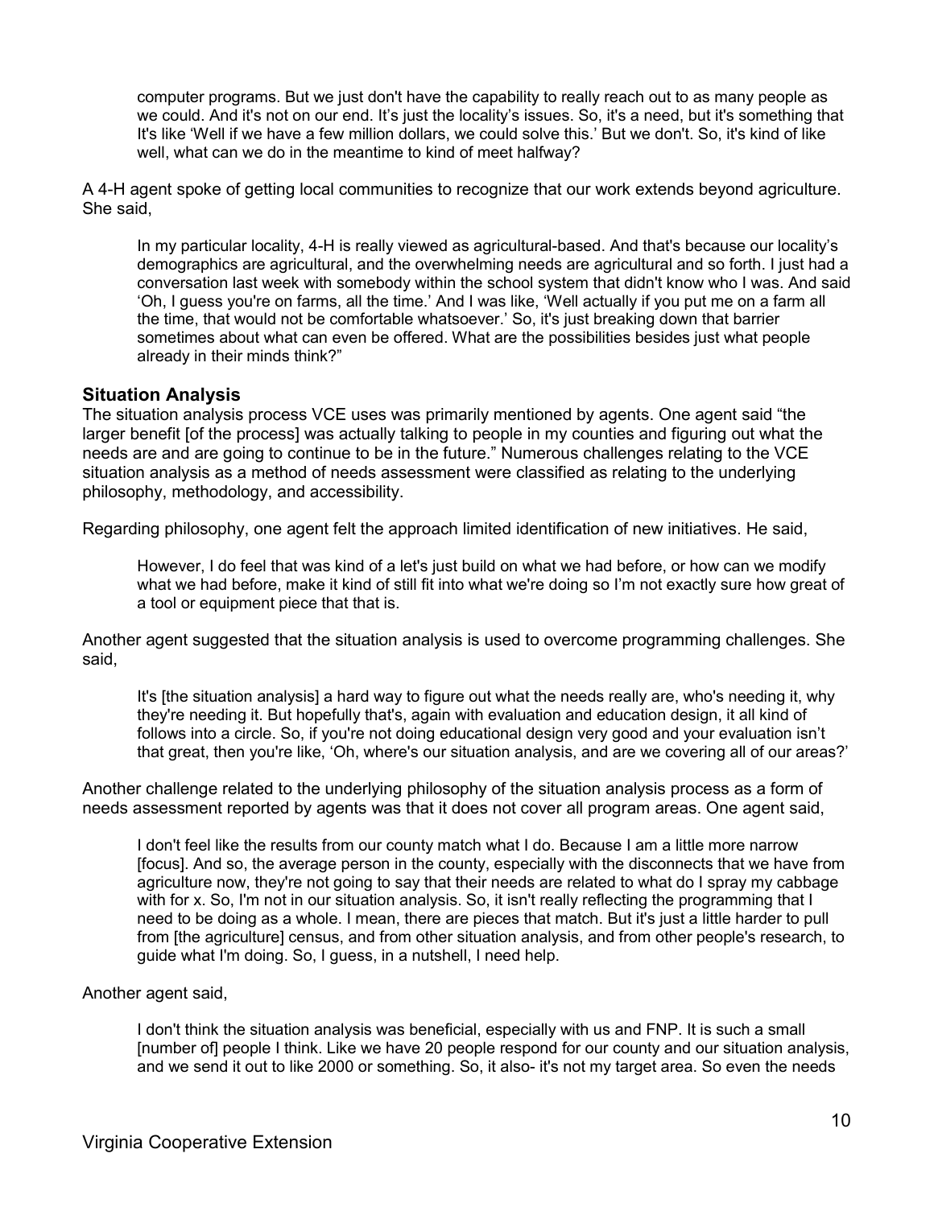> computer programs. But we just don't have the capability to really reach out to as many people as we could. And it's not on our end. It's just the locality's issues. So, it's a need, but it's something that It's like 'Well if we have a few million dollars, we could solve this.' But we don't. So, it's kind of like well, what can we do in the meantime to kind of meet halfway?

A 4-H agent spoke of getting local communities to recognize that our work extends beyond agriculture. She said,

> In my particular locality, 4-H is really viewed as agricultural-based. And that's because our locality's demographics are agricultural, and the overwhelming needs are agricultural and so forth. I just had a conversation last week with somebody within the school system that didn't know who I was. And said 'Oh, I guess you're on farms, all the time.' And I was like, 'Well actually if you put me on a farm all the time, that would not be comfortable whatsoever.' So, it's just breaking down that barrier sometimes about what can even be offered. What are the possibilities besides just what people already in their minds think?"

## Situation Analysis

The situation analysis process VCE uses was primarily mentioned by agents. One agent said "the larger benefit [of the process] was actually talking to people in my counties and figuring out what the needs are and are going to continue to be in the future." Numerous challenges relating to the VCE situation analysis as a method of needs assessment were classified as relating to the underlying philosophy, methodology, and accessibility.

Regarding philosophy, one agent felt the approach limited identification of new initiatives. He said,

> However, I do feel that was kind of a let's just build on what we had before, or how can we modify what we had before, make it kind of still fit into what we're doing so I'm not exactly sure how great of a tool or equipment piece that that is.

Another agent suggested that the situation analysis is used to overcome programming challenges. She said,

> It's [the situation analysis] a hard way to figure out what the needs really are, who's needing it, why they're needing it. But hopefully that's, again with evaluation and education design, it all kind of follows into a circle. So, if you're not doing educational design very good and your evaluation isn't that great, then you're like, 'Oh, where's our situation analysis, and are we covering all of our areas?'

Another challenge related to the underlying philosophy of the situation analysis process as a form of needs assessment reported by agents was that it does not cover all program areas. One agent said,

> I don't feel like the results from our county match what I do. Because I am a little more narrow [focus]. And so, the average person in the county, especially with the disconnects that we have from agriculture now, they're not going to say that their needs are related to what do I spray my cabbage with for x. So, I'm not in our situation analysis. So, it isn't really reflecting the programming that I need to be doing as a whole. I mean, there are pieces that match. But it's just a little harder to pull from [the agriculture] census, and from other situation analysis, and from other people's research, to guide what I'm doing. So, I guess, in a nutshell, I need help.

Another agent said,

> I don't think the situation analysis was beneficial, especially with us and FNP. It is such a small [number of] people I think. Like we have 20 people respond for our county and our situation analysis, and we send it out to like 2000 or something. So, it also- it's not my target area. So even the needs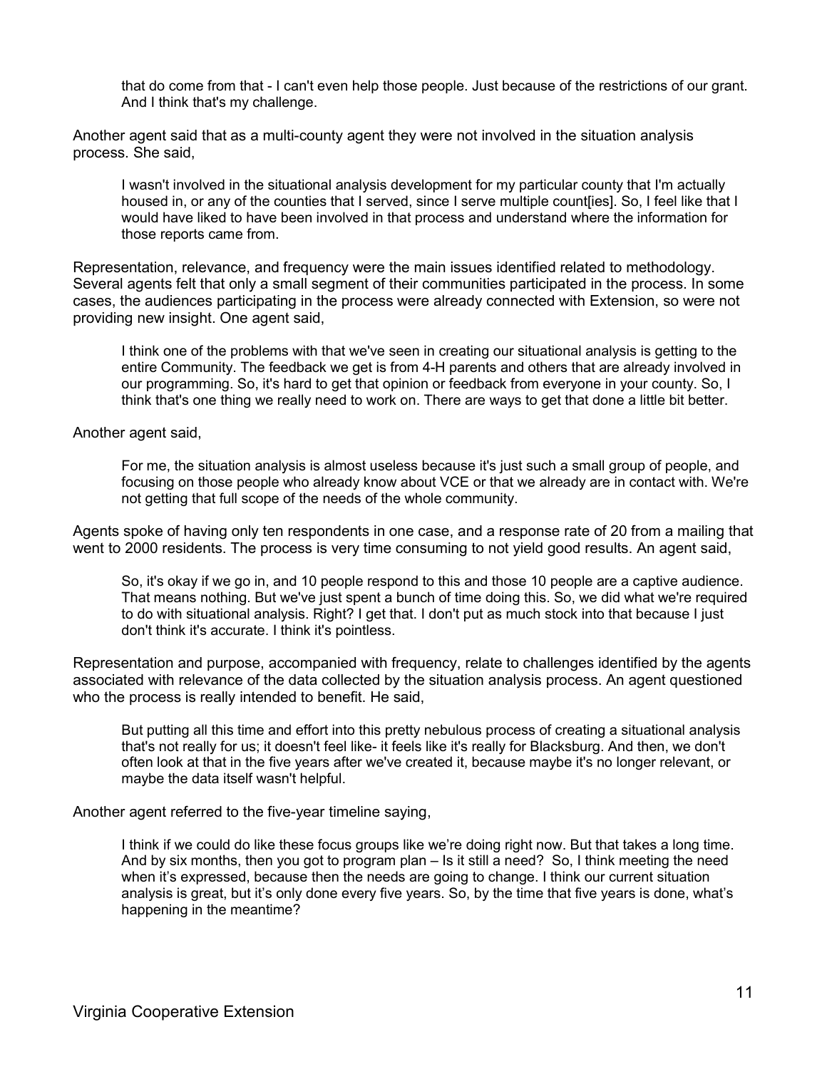> that do come from that - I can't even help those people. Just because of the restrictions of our grant. And I think that's my challenge.

Another agent said that as a multi-county agent they were not involved in the situation analysis process. She said,

> I wasn't involved in the situational analysis development for my particular county that I'm actually housed in, or any of the counties that I served, since I serve multiple count[ies]. So, I feel like that I would have liked to have been involved in that process and understand where the information for those reports came from.

Representation, relevance, and frequency were the main issues identified related to methodology. Several agents felt that only a small segment of their communities participated in the process. In some cases, the audiences participating in the process were already connected with Extension, so were not providing new insight. One agent said,

> I think one of the problems with that we've seen in creating our situational analysis is getting to the entire Community. The feedback we get is from 4-H parents and others that are already involved in our programming. So, it's hard to get that opinion or feedback from everyone in your county. So, I think that's one thing we really need to work on. There are ways to get that done a little bit better.

Another agent said,

> For me, the situation analysis is almost useless because it's just such a small group of people, and focusing on those people who already know about VCE or that we already are in contact with. We're not getting that full scope of the needs of the whole community.

Agents spoke of having only ten respondents in one case, and a response rate of 20 from a mailing that went to 2000 residents. The process is very time consuming to not yield good results. An agent said,

> So, it's okay if we go in, and 10 people respond to this and those 10 people are a captive audience. That means nothing. But we've just spent a bunch of time doing this. So, we did what we're required to do with situational analysis. Right? I get that. I don't put as much stock into that because I just don't think it's accurate. I think it's pointless.

Representation and purpose, accompanied with frequency, relate to challenges identified by the agents associated with relevance of the data collected by the situation analysis process. An agent questioned who the process is really intended to benefit. He said,

> But putting all this time and effort into this pretty nebulous process of creating a situational analysis that's not really for us; it doesn't feel like- it feels like it's really for Blacksburg. And then, we don't often look at that in the five years after we've created it, because maybe it's no longer relevant, or maybe the data itself wasn't helpful.

Another agent referred to the five-year timeline saying,

> I think if we could do like these focus groups like we're doing right now. But that takes a long time. And by six months, then you got to program plan – Is it still a need? So, I think meeting the need when it's expressed, because then the needs are going to change. I think our current situation analysis is great, but it's only done every five years. So, by the time that five years is done, what's happening in the meantime?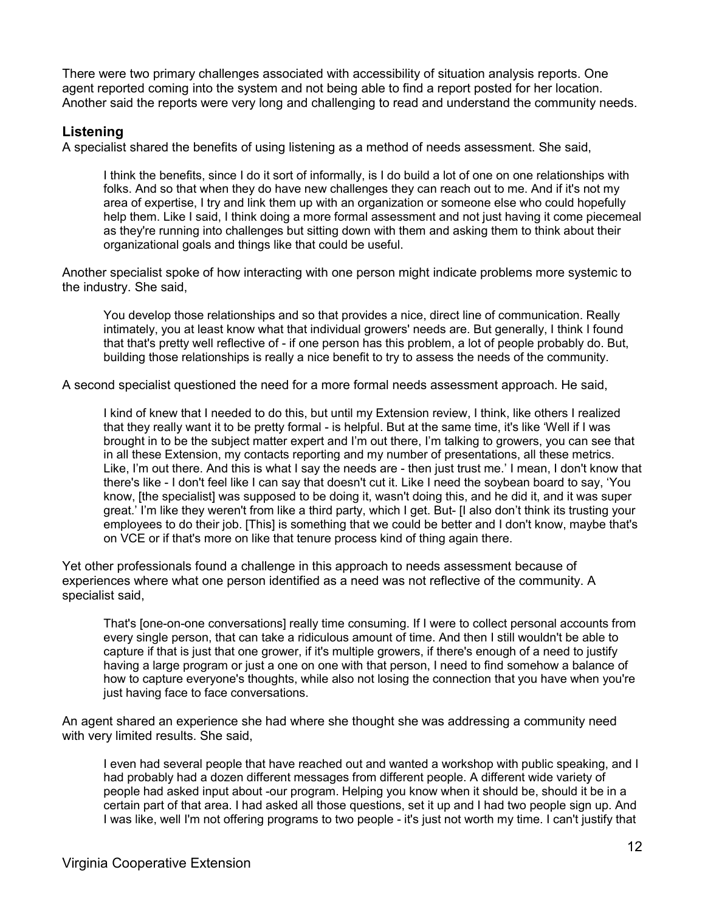There were two primary challenges associated with accessibility of situation analysis reports. One agent reported coming into the system and not being able to find a report posted for her location. Another said the reports were very long and challenging to read and understand the community needs.

## Listening

A specialist shared the benefits of using listening as a method of needs assessment. She said,

> I think the benefits, since I do it sort of informally, is I do build a lot of one on one relationships with folks. And so that when they do have new challenges they can reach out to me. And if it's not my area of expertise, I try and link them up with an organization or someone else who could hopefully help them. Like I said, I think doing a more formal assessment and not just having it come piecemeal as they're running into challenges but sitting down with them and asking them to think about their organizational goals and things like that could be useful.

Another specialist spoke of how interacting with one person might indicate problems more systemic to the industry. She said,

> You develop those relationships and so that provides a nice, direct line of communication. Really intimately, you at least know what that individual growers' needs are. But generally, I think I found that that's pretty well reflective of - if one person has this problem, a lot of people probably do. But, building those relationships is really a nice benefit to try to assess the needs of the community.

A second specialist questioned the need for a more formal needs assessment approach. He said,

> I kind of knew that I needed to do this, but until my Extension review, I think, like others I realized that they really want it to be pretty formal - is helpful. But at the same time, it's like 'Well if I was brought in to be the subject matter expert and I'm out there, I'm talking to growers, you can see that in all these Extension, my contacts reporting and my number of presentations, all these metrics. Like, I'm out there. And this is what I say the needs are - then just trust me.' I mean, I don't know that there's like - I don't feel like I can say that doesn't cut it. Like I need the soybean board to say, 'You know, [the specialist] was supposed to be doing it, wasn't doing this, and he did it, and it was super great.' I'm like they weren't from like a third party, which I get. But- [I also don't think its trusting your employees to do their job. [This] is something that we could be better and I don't know, maybe that's on VCE or if that's more on like that tenure process kind of thing again there.

Yet other professionals found a challenge in this approach to needs assessment because of experiences where what one person identified as a need was not reflective of the community. A specialist said,

> That's [one-on-one conversations] really time consuming. If I were to collect personal accounts from every single person, that can take a ridiculous amount of time. And then I still wouldn't be able to capture if that is just that one grower, if it's multiple growers, if there's enough of a need to justify having a large program or just a one on one with that person, I need to find somehow a balance of how to capture everyone's thoughts, while also not losing the connection that you have when you're just having face to face conversations.

An agent shared an experience she had where she thought she was addressing a community need with very limited results. She said,

> I even had several people that have reached out and wanted a workshop with public speaking, and I had probably had a dozen different messages from different people. A different wide variety of people had asked input about -our program. Helping you know when it should be, should it be in a certain part of that area. I had asked all those questions, set it up and I had two people sign up. And I was like, well I'm not offering programs to two people - it's just not worth my time. I can't justify that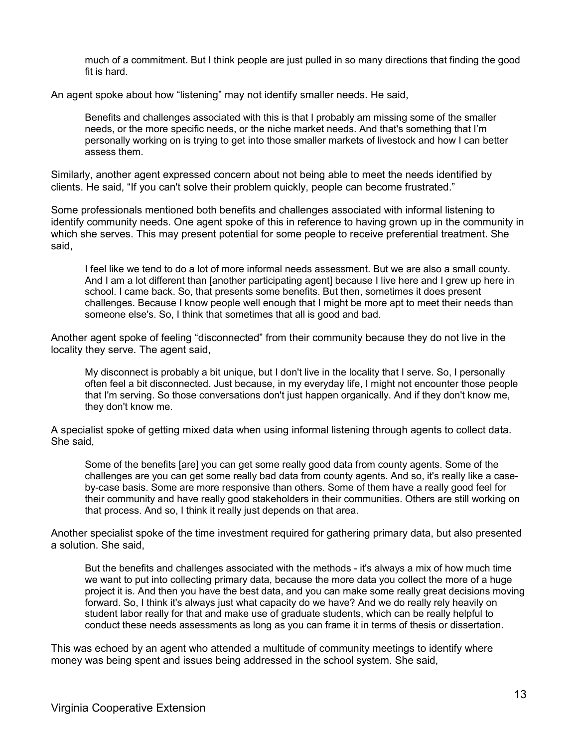much of a commitment. But I think people are just pulled in so many directions that finding the good fit is hard.

An agent spoke about how "listening" may not identify smaller needs. He said,

> Benefits and challenges associated with this is that I probably am missing some of the smaller needs, or the more specific needs, or the niche market needs. And that's something that I'm personally working on is trying to get into those smaller markets of livestock and how I can better assess them.

Similarly, another agent expressed concern about not being able to meet the needs identified by clients. He said, "If you can't solve their problem quickly, people can become frustrated."

Some professionals mentioned both benefits and challenges associated with informal listening to identify community needs. One agent spoke of this in reference to having grown up in the community in which she serves. This may present potential for some people to receive preferential treatment. She said,

> I feel like we tend to do a lot of more informal needs assessment. But we are also a small county. And I am a lot different than [another participating agent] because I live here and I grew up here in school. I came back. So, that presents some benefits. But then, sometimes it does present challenges. Because I know people well enough that I might be more apt to meet their needs than someone else's. So, I think that sometimes that all is good and bad.

Another agent spoke of feeling "disconnected" from their community because they do not live in the locality they serve. The agent said,

> My disconnect is probably a bit unique, but I don't live in the locality that I serve. So, I personally often feel a bit disconnected. Just because, in my everyday life, I might not encounter those people that I'm serving. So those conversations don't just happen organically. And if they don't know me, they don't know me.

A specialist spoke of getting mixed data when using informal listening through agents to collect data. She said,

> Some of the benefits [are] you can get some really good data from county agents. Some of the challenges are you can get some really bad data from county agents. And so, it's really like a case-by-case basis. Some are more responsive than others. Some of them have a really good feel for their community and have really good stakeholders in their communities. Others are still working on that process. And so, I think it really just depends on that area.

Another specialist spoke of the time investment required for gathering primary data, but also presented a solution. She said,

> But the benefits and challenges associated with the methods - it's always a mix of how much time we want to put into collecting primary data, because the more data you collect the more of a huge project it is. And then you have the best data, and you can make some really great decisions moving forward. So, I think it's always just what capacity do we have? And we do really rely heavily on student labor really for that and make use of graduate students, which can be really helpful to conduct these needs assessments as long as you can frame it in terms of thesis or dissertation.

This was echoed by an agent who attended a multitude of community meetings to identify where money was being spent and issues being addressed in the school system. She said,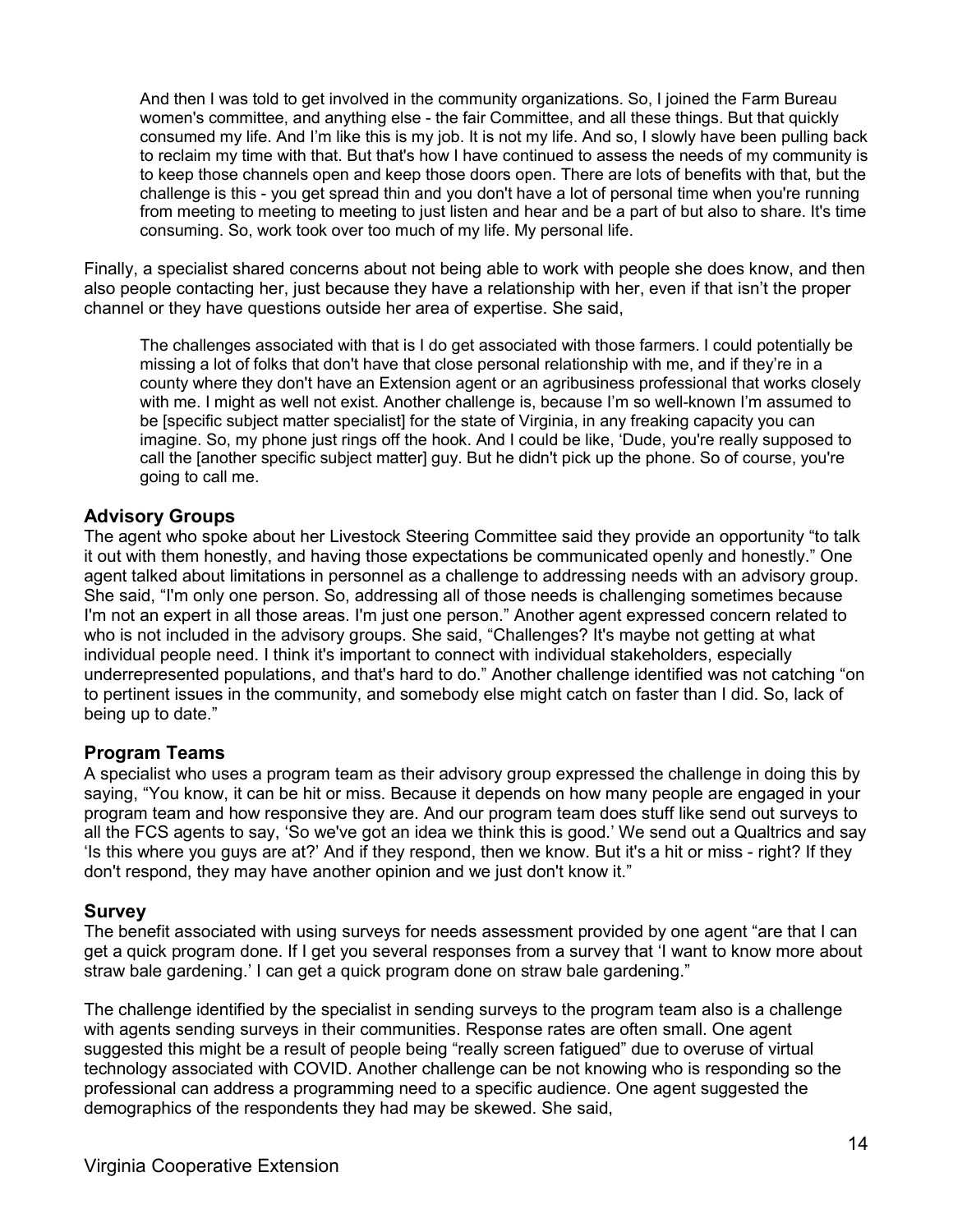> And then I was told to get involved in the community organizations. So, I joined the Farm Bureau women's committee, and anything else - the fair Committee, and all these things. But that quickly consumed my life. And I'm like this is my job. It is not my life. And so, I slowly have been pulling back to reclaim my time with that. But that's how I have continued to assess the needs of my community is to keep those channels open and keep those doors open. There are lots of benefits with that, but the challenge is this - you get spread thin and you don't have a lot of personal time when you're running from meeting to meeting to meeting to just listen and hear and be a part of but also to share. It's time consuming. So, work took over too much of my life. My personal life.

Finally, a specialist shared concerns about not being able to work with people she does know, and then also people contacting her, just because they have a relationship with her, even if that isn't the proper channel or they have questions outside her area of expertise. She said,

> The challenges associated with that is I do get associated with those farmers. I could potentially be missing a lot of folks that don't have that close personal relationship with me, and if they're in a county where they don't have an Extension agent or an agribusiness professional that works closely with me. I might as well not exist. Another challenge is, because I'm so well-known I'm assumed to be [specific subject matter specialist] for the state of Virginia, in any freaking capacity you can imagine. So, my phone just rings off the hook. And I could be like, 'Dude, you're really supposed to call the [another specific subject matter] guy. But he didn't pick up the phone. So of course, you're going to call me.

## Advisory Groups

The agent who spoke about her Livestock Steering Committee said they provide an opportunity "to talk it out with them honestly, and having those expectations be communicated openly and honestly." One agent talked about limitations in personnel as a challenge to addressing needs with an advisory group. She said, "I'm only one person. So, addressing all of those needs is challenging sometimes because I'm not an expert in all those areas. I'm just one person." Another agent expressed concern related to who is not included in the advisory groups. She said, "Challenges? It's maybe not getting at what individual people need. I think it's important to connect with individual stakeholders, especially underrepresented populations, and that's hard to do." Another challenge identified was not catching "on to pertinent issues in the community, and somebody else might catch on faster than I did. So, lack of being up to date."

## Program Teams

A specialist who uses a program team as their advisory group expressed the challenge in doing this by saying, "You know, it can be hit or miss. Because it depends on how many people are engaged in your program team and how responsive they are. And our program team does stuff like send out surveys to all the FCS agents to say, 'So we've got an idea we think this is good.' We send out a Qualtrics and say 'Is this where you guys are at?' And if they respond, then we know. But it's a hit or miss - right? If they don't respond, they may have another opinion and we just don't know it."

## Survey

The benefit associated with using surveys for needs assessment provided by one agent "are that I can get a quick program done. If I get you several responses from a survey that 'I want to know more about straw bale gardening.' I can get a quick program done on straw bale gardening."

The challenge identified by the specialist in sending surveys to the program team also is a challenge with agents sending surveys in their communities. Response rates are often small. One agent suggested this might be a result of people being "really screen fatigued" due to overuse of virtual technology associated with COVID. Another challenge can be not knowing who is responding so the professional can address a programming need to a specific audience. One agent suggested the demographics of the respondents they had may be skewed. She said,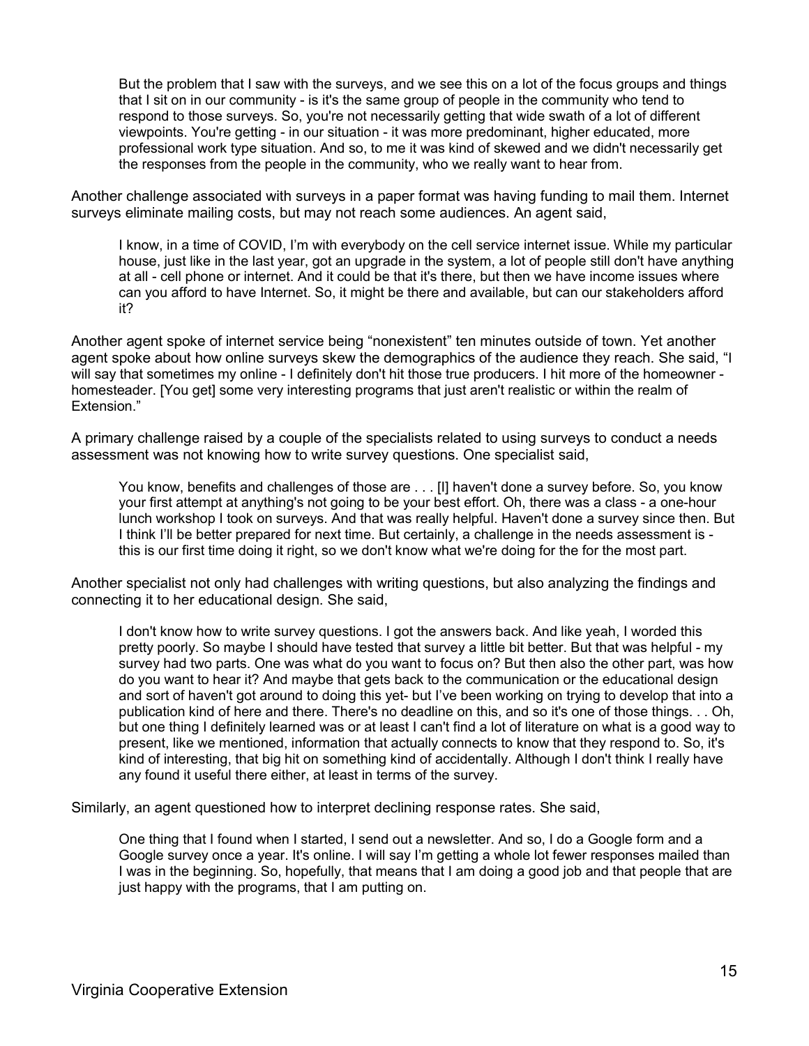> But the problem that I saw with the surveys, and we see this on a lot of the focus groups and things that I sit on in our community - is it's the same group of people in the community who tend to respond to those surveys. So, you're not necessarily getting that wide swath of a lot of different viewpoints. You're getting - in our situation - it was more predominant, higher educated, more professional work type situation. And so, to me it was kind of skewed and we didn't necessarily get the responses from the people in the community, who we really want to hear from.

Another challenge associated with surveys in a paper format was having funding to mail them. Internet surveys eliminate mailing costs, but may not reach some audiences. An agent said,

> I know, in a time of COVID, I'm with everybody on the cell service internet issue. While my particular house, just like in the last year, got an upgrade in the system, a lot of people still don't have anything at all - cell phone or internet. And it could be that it's there, but then we have income issues where can you afford to have Internet. So, it might be there and available, but can our stakeholders afford it?

Another agent spoke of internet service being "nonexistent" ten minutes outside of town. Yet another agent spoke about how online surveys skew the demographics of the audience they reach. She said, "I will say that sometimes my online - I definitely don't hit those true producers. I hit more of the homeowner - homesteader. [You get] some very interesting programs that just aren't realistic or within the realm of Extension."

A primary challenge raised by a couple of the specialists related to using surveys to conduct a needs assessment was not knowing how to write survey questions. One specialist said,

> You know, benefits and challenges of those are . . . [I] haven't done a survey before. So, you know your first attempt at anything's not going to be your best effort. Oh, there was a class - a one-hour lunch workshop I took on surveys. And that was really helpful. Haven't done a survey since then. But I think I'll be better prepared for next time. But certainly, a challenge in the needs assessment is - this is our first time doing it right, so we don't know what we're doing for the for the most part.

Another specialist not only had challenges with writing questions, but also analyzing the findings and connecting it to her educational design. She said,

> I don't know how to write survey questions. I got the answers back. And like yeah, I worded this pretty poorly. So maybe I should have tested that survey a little bit better. But that was helpful - my survey had two parts. One was what do you want to focus on? But then also the other part, was how do you want to hear it? And maybe that gets back to the communication or the educational design and sort of haven't got around to doing this yet- but I've been working on trying to develop that into a publication kind of here and there. There's no deadline on this, and so it's one of those things. . . Oh, but one thing I definitely learned was or at least I can't find a lot of literature on what is a good way to present, like we mentioned, information that actually connects to know that they respond to. So, it's kind of interesting, that big hit on something kind of accidentally. Although I don't think I really have any found it useful there either, at least in terms of the survey.

Similarly, an agent questioned how to interpret declining response rates. She said,

> One thing that I found when I started, I send out a newsletter. And so, I do a Google form and a Google survey once a year. It's online. I will say I'm getting a whole lot fewer responses mailed than I was in the beginning. So, hopefully, that means that I am doing a good job and that people that are just happy with the programs, that I am putting on.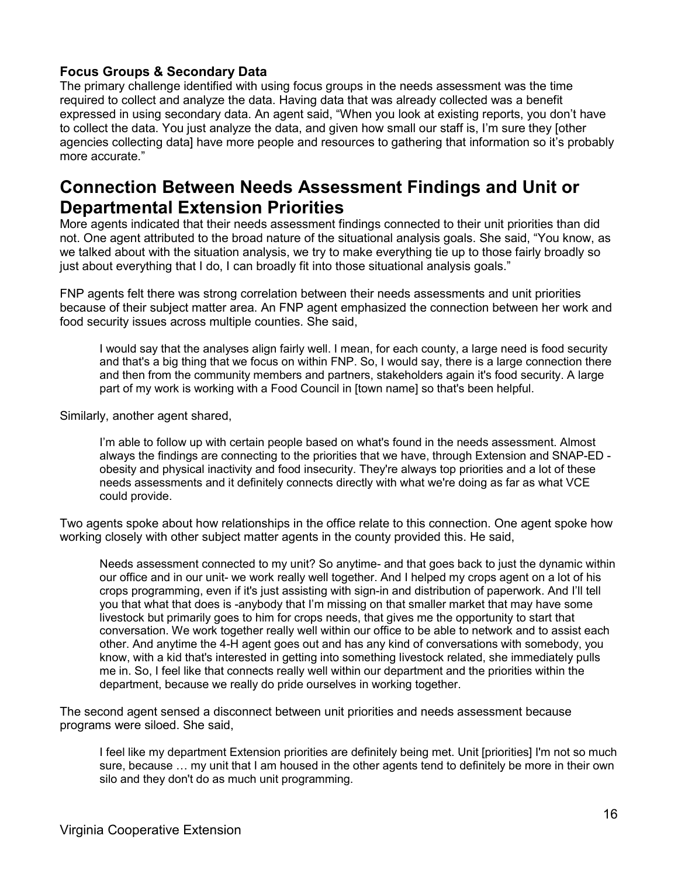### Focus Groups & Secondary Data

The primary challenge identified with using focus groups in the needs assessment was the time required to collect and analyze the data. Having data that was already collected was a benefit expressed in using secondary data. An agent said, "When you look at existing reports, you don't have to collect the data. You just analyze the data, and given how small our staff is, I'm sure they [other agencies collecting data] have more people and resources to gathering that information so it's probably more accurate."

## Connection Between Needs Assessment Findings and Unit or Departmental Extension Priorities

More agents indicated that their needs assessment findings connected to their unit priorities than did not. One agent attributed to the broad nature of the situational analysis goals. She said, "You know, as we talked about with the situation analysis, we try to make everything tie up to those fairly broadly so just about everything that I do, I can broadly fit into those situational analysis goals."

FNP agents felt there was strong correlation between their needs assessments and unit priorities because of their subject matter area. An FNP agent emphasized the connection between her work and food security issues across multiple counties. She said,

> I would say that the analyses align fairly well. I mean, for each county, a large need is food security and that's a big thing that we focus on within FNP. So, I would say, there is a large connection there and then from the community members and partners, stakeholders again it's food security. A large part of my work is working with a Food Council in [town name] so that's been helpful.

Similarly, another agent shared,

> I'm able to follow up with certain people based on what's found in the needs assessment. Almost always the findings are connecting to the priorities that we have, through Extension and SNAP-ED - obesity and physical inactivity and food insecurity. They're always top priorities and a lot of these needs assessments and it definitely connects directly with what we're doing as far as what VCE could provide.

Two agents spoke about how relationships in the office relate to this connection. One agent spoke how working closely with other subject matter agents in the county provided this. He said,

> Needs assessment connected to my unit? So anytime- and that goes back to just the dynamic within our office and in our unit- we work really well together. And I helped my crops agent on a lot of his crops programming, even if it's just assisting with sign-in and distribution of paperwork. And I'll tell you that what that does is -anybody that I'm missing on that smaller market that may have some livestock but primarily goes to him for crops needs, that gives me the opportunity to start that conversation. We work together really well within our office to be able to network and to assist each other. And anytime the 4-H agent goes out and has any kind of conversations with somebody, you know, with a kid that's interested in getting into something livestock related, she immediately pulls me in. So, I feel like that connects really well within our department and the priorities within the department, because we really do pride ourselves in working together.

The second agent sensed a disconnect between unit priorities and needs assessment because programs were siloed. She said,

> I feel like my department Extension priorities are definitely being met. Unit [priorities] I'm not so much sure, because … my unit that I am housed in the other agents tend to definitely be more in their own silo and they don't do as much unit programming.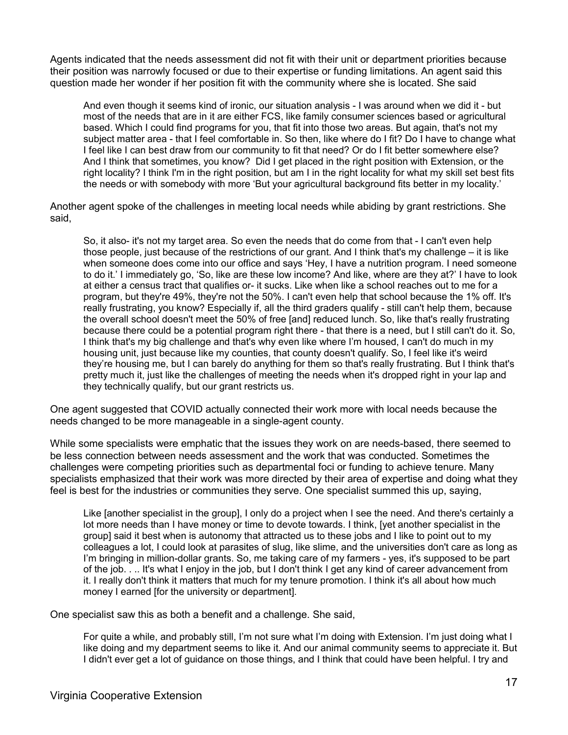Agents indicated that the needs assessment did not fit with their unit or department priorities because their position was narrowly focused or due to their expertise or funding limitations. An agent said this question made her wonder if her position fit with the community where she is located. She said

> And even though it seems kind of ironic, our situation analysis - I was around when we did it - but most of the needs that are in it are either FCS, like family consumer sciences based or agricultural based. Which I could find programs for you, that fit into those two areas. But again, that's not my subject matter area - that I feel comfortable in. So then, like where do I fit? Do I have to change what I feel like I can best draw from our community to fit that need? Or do I fit better somewhere else? And I think that sometimes, you know? Did I get placed in the right position with Extension, or the right locality? I think I'm in the right position, but am I in the right locality for what my skill set best fits the needs or with somebody with more 'But your agricultural background fits better in my locality.'

Another agent spoke of the challenges in meeting local needs while abiding by grant restrictions. She said,

> So, it also- it's not my target area. So even the needs that do come from that - I can't even help those people, just because of the restrictions of our grant. And I think that's my challenge – it is like when someone does come into our office and says 'Hey, I have a nutrition program. I need someone to do it.' I immediately go, 'So, like are these low income? And like, where are they at?' I have to look at either a census tract that qualifies or- it sucks. Like when like a school reaches out to me for a program, but they're 49%, they're not the 50%. I can't even help that school because the 1% off. It's really frustrating, you know? Especially if, all the third graders qualify - still can't help them, because the overall school doesn't meet the 50% of free [and] reduced lunch. So, like that's really frustrating because there could be a potential program right there - that there is a need, but I still can't do it. So, I think that's my big challenge and that's why even like where I'm housed, I can't do much in my housing unit, just because like my counties, that county doesn't qualify. So, I feel like it's weird they're housing me, but I can barely do anything for them so that's really frustrating. But I think that's pretty much it, just like the challenges of meeting the needs when it's dropped right in your lap and they technically qualify, but our grant restricts us.

One agent suggested that COVID actually connected their work more with local needs because the needs changed to be more manageable in a single-agent county.

While some specialists were emphatic that the issues they work on are needs-based, there seemed to be less connection between needs assessment and the work that was conducted. Sometimes the challenges were competing priorities such as departmental foci or funding to achieve tenure. Many specialists emphasized that their work was more directed by their area of expertise and doing what they feel is best for the industries or communities they serve. One specialist summed this up, saying,

> Like [another specialist in the group], I only do a project when I see the need. And there's certainly a lot more needs than I have money or time to devote towards. I think, [yet another specialist in the group] said it best when is autonomy that attracted us to these jobs and I like to point out to my colleagues a lot, I could look at parasites of slug, like slime, and the universities don't care as long as I'm bringing in million-dollar grants. So, me taking care of my farmers - yes, it's supposed to be part of the job. . .. It's what I enjoy in the job, but I don't think I get any kind of career advancement from it. I really don't think it matters that much for my tenure promotion. I think it's all about how much money I earned [for the university or department].

One specialist saw this as both a benefit and a challenge. She said,

> For quite a while, and probably still, I'm not sure what I'm doing with Extension. I'm just doing what I like doing and my department seems to like it. And our animal community seems to appreciate it. But I didn't ever get a lot of guidance on those things, and I think that could have been helpful. I try and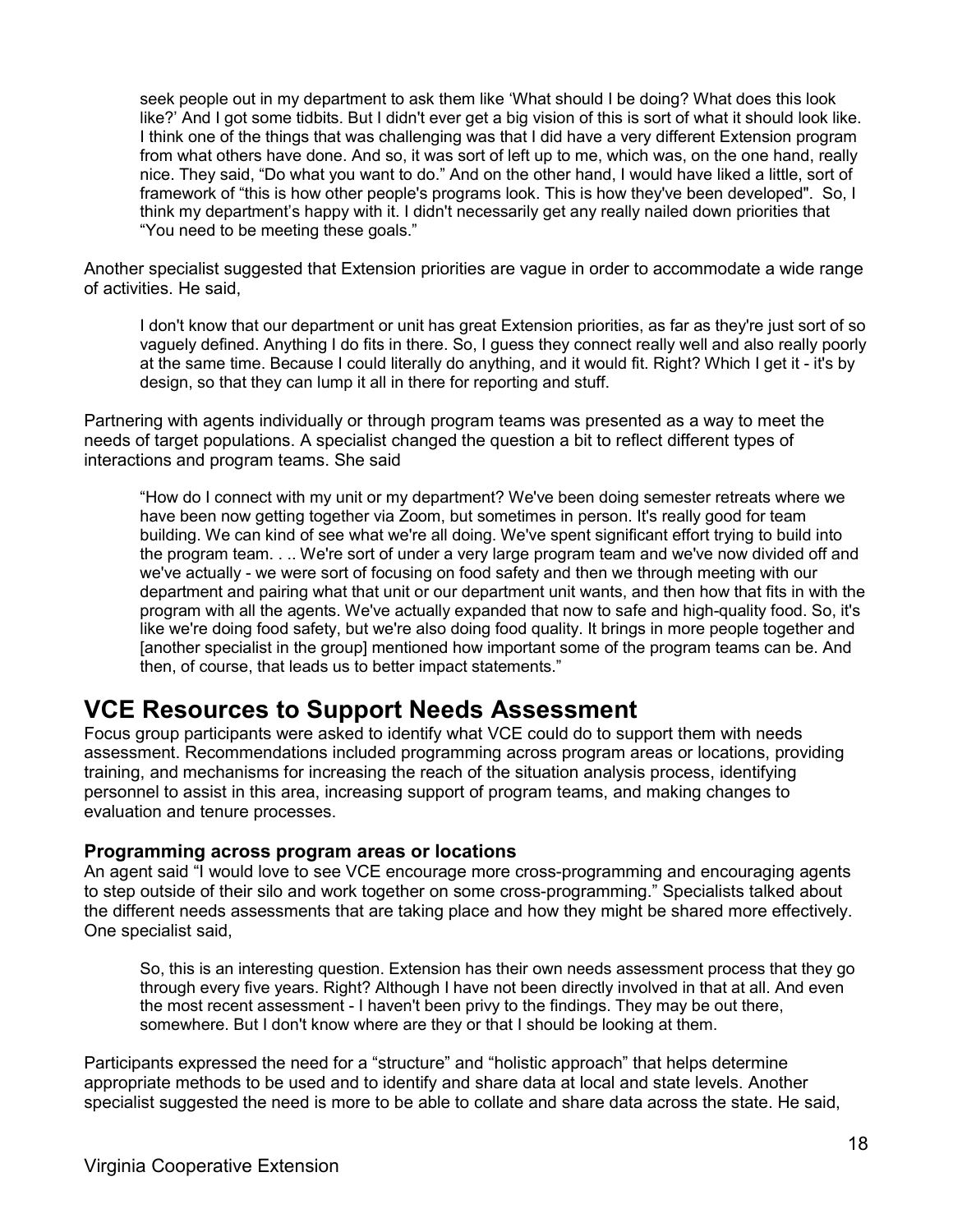> seek people out in my department to ask them like 'What should I be doing? What does this look like?' And I got some tidbits. But I didn't ever get a big vision of this is sort of what it should look like. I think one of the things that was challenging was that I did have a very different Extension program from what others have done. And so, it was sort of left up to me, which was, on the one hand, really nice. They said, "Do what you want to do." And on the other hand, I would have liked a little, sort of framework of "this is how other people's programs look. This is how they've been developed". So, I think my department's happy with it. I didn't necessarily get any really nailed down priorities that "You need to be meeting these goals."

Another specialist suggested that Extension priorities are vague in order to accommodate a wide range of activities. He said,

> I don't know that our department or unit has great Extension priorities, as far as they're just sort of so vaguely defined. Anything I do fits in there. So, I guess they connect really well and also really poorly at the same time. Because I could literally do anything, and it would fit. Right? Which I get it - it's by design, so that they can lump it all in there for reporting and stuff.

Partnering with agents individually or through program teams was presented as a way to meet the needs of target populations. A specialist changed the question a bit to reflect different types of interactions and program teams. She said

> "How do I connect with my unit or my department? We've been doing semester retreats where we have been now getting together via Zoom, but sometimes in person. It's really good for team building. We can kind of see what we're all doing. We've spent significant effort trying to build into the program team. . .. We're sort of under a very large program team and we've now divided off and we've actually - we were sort of focusing on food safety and then we through meeting with our department and pairing what that unit or our department unit wants, and then how that fits in with the program with all the agents. We've actually expanded that now to safe and high-quality food. So, it's like we're doing food safety, but we're also doing food quality. It brings in more people together and [another specialist in the group] mentioned how important some of the program teams can be. And then, of course, that leads us to better impact statements."

## VCE Resources to Support Needs Assessment

Focus group participants were asked to identify what VCE could do to support them with needs assessment. Recommendations included programming across program areas or locations, providing training, and mechanisms for increasing the reach of the situation analysis process, identifying personnel to assist in this area, increasing support of program teams, and making changes to evaluation and tenure processes.

### Programming across program areas or locations

An agent said "I would love to see VCE encourage more cross-programming and encouraging agents to step outside of their silo and work together on some cross-programming." Specialists talked about the different needs assessments that are taking place and how they might be shared more effectively. One specialist said,

> So, this is an interesting question. Extension has their own needs assessment process that they go through every five years. Right? Although I have not been directly involved in that at all. And even the most recent assessment - I haven't been privy to the findings. They may be out there, somewhere. But I don't know where are they or that I should be looking at them.

Participants expressed the need for a "structure" and "holistic approach" that helps determine appropriate methods to be used and to identify and share data at local and state levels. Another specialist suggested the need is more to be able to collate and share data across the state. He said,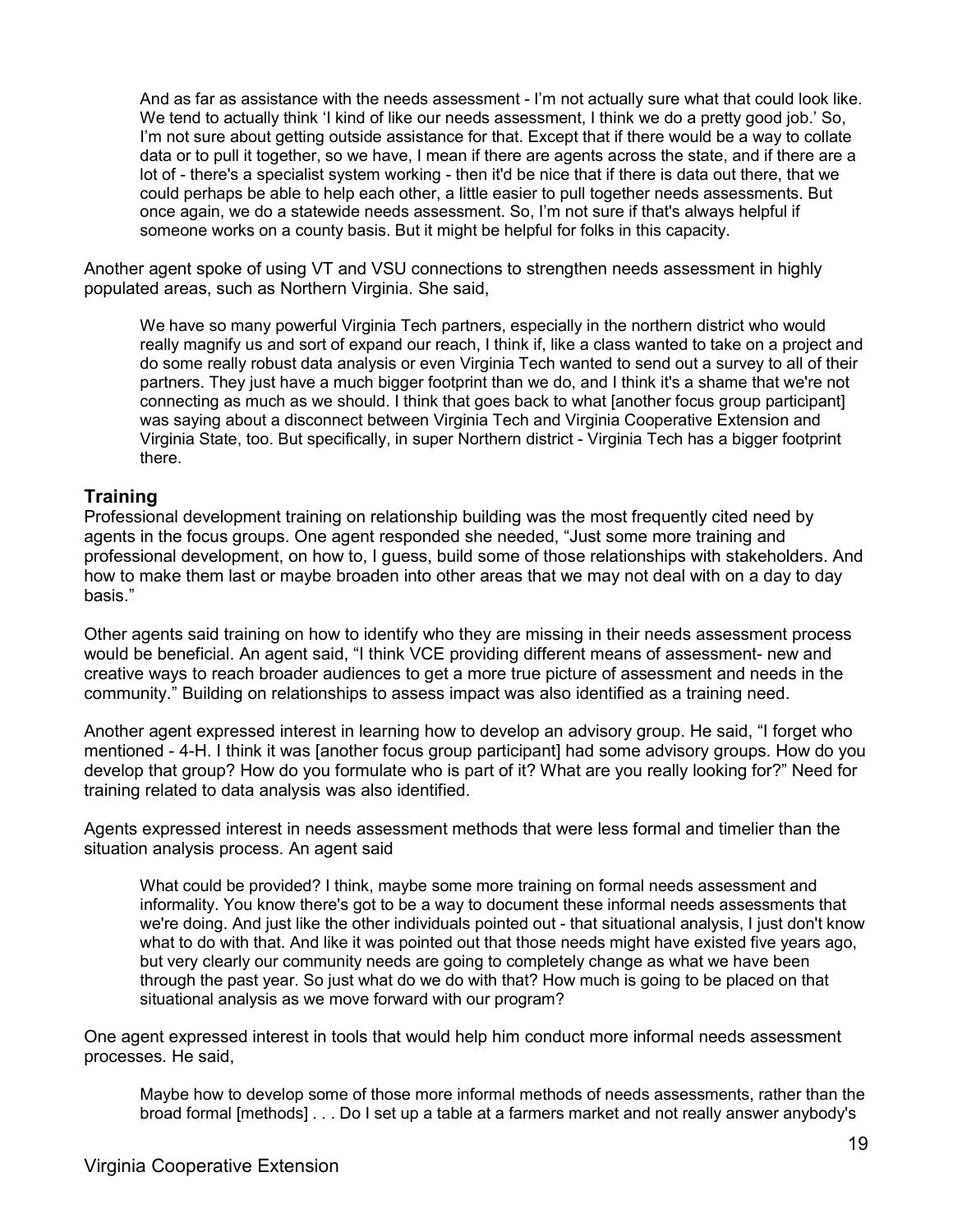> And as far as assistance with the needs assessment - I'm not actually sure what that could look like. We tend to actually think 'I kind of like our needs assessment, I think we do a pretty good job.' So, I'm not sure about getting outside assistance for that. Except that if there would be a way to collate data or to pull it together, so we have, I mean if there are agents across the state, and if there are a lot of - there's a specialist system working - then it'd be nice that if there is data out there, that we could perhaps be able to help each other, a little easier to pull together needs assessments. But once again, we do a statewide needs assessment. So, I'm not sure if that's always helpful if someone works on a county basis. But it might be helpful for folks in this capacity.

Another agent spoke of using VT and VSU connections to strengthen needs assessment in highly populated areas, such as Northern Virginia. She said,

> We have so many powerful Virginia Tech partners, especially in the northern district who would really magnify us and sort of expand our reach, I think if, like a class wanted to take on a project and do some really robust data analysis or even Virginia Tech wanted to send out a survey to all of their partners. They just have a much bigger footprint than we do, and I think it's a shame that we're not connecting as much as we should. I think that goes back to what [another focus group participant] was saying about a disconnect between Virginia Tech and Virginia Cooperative Extension and Virginia State, too. But specifically, in super Northern district - Virginia Tech has a bigger footprint there.

## Training

Professional development training on relationship building was the most frequently cited need by agents in the focus groups. One agent responded she needed, "Just some more training and professional development, on how to, I guess, build some of those relationships with stakeholders. And how to make them last or maybe broaden into other areas that we may not deal with on a day to day basis."

Other agents said training on how to identify who they are missing in their needs assessment process would be beneficial. An agent said, "I think VCE providing different means of assessment- new and creative ways to reach broader audiences to get a more true picture of assessment and needs in the community." Building on relationships to assess impact was also identified as a training need.

Another agent expressed interest in learning how to develop an advisory group. He said, "I forget who mentioned - 4-H. I think it was [another focus group participant] had some advisory groups. How do you develop that group? How do you formulate who is part of it? What are you really looking for?" Need for training related to data analysis was also identified.

Agents expressed interest in needs assessment methods that were less formal and timelier than the situation analysis process. An agent said

> What could be provided? I think, maybe some more training on formal needs assessment and informality. You know there's got to be a way to document these informal needs assessments that we're doing. And just like the other individuals pointed out - that situational analysis, I just don't know what to do with that. And like it was pointed out that those needs might have existed five years ago, but very clearly our community needs are going to completely change as what we have been through the past year. So just what do we do with that? How much is going to be placed on that situational analysis as we move forward with our program?

One agent expressed interest in tools that would help him conduct more informal needs assessment processes. He said,

> Maybe how to develop some of those more informal methods of needs assessments, rather than the broad formal [methods] . . . Do I set up a table at a farmers market and not really answer anybody's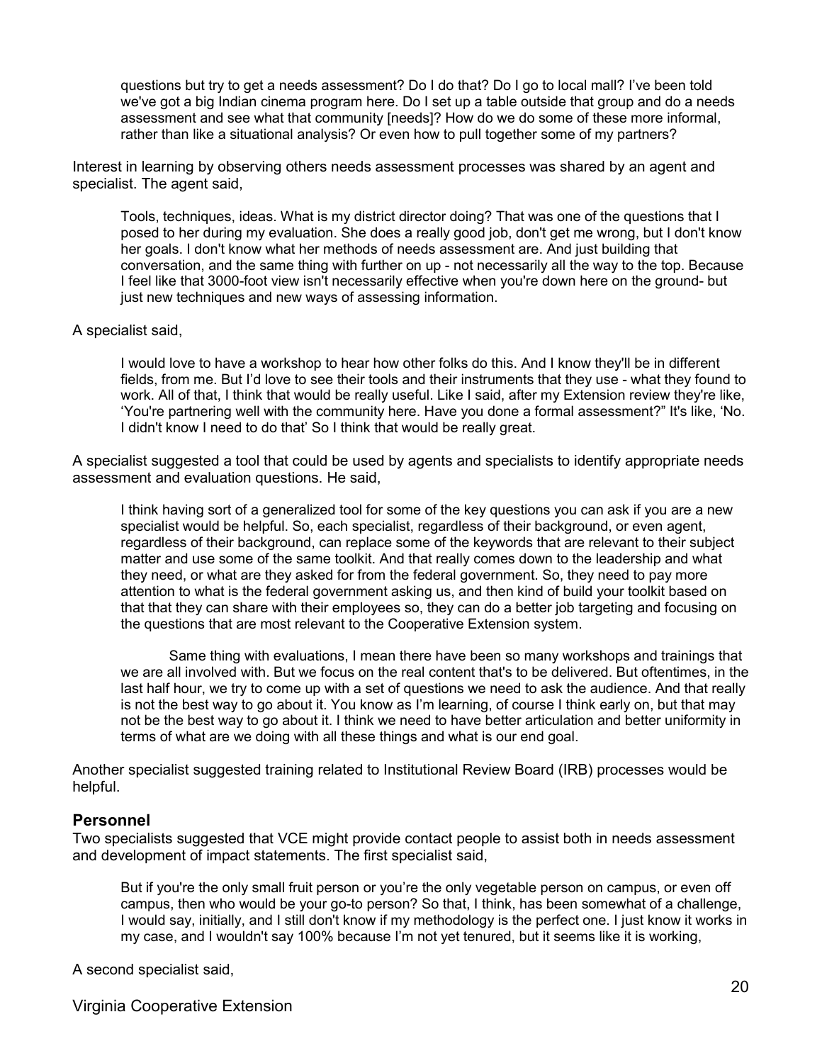> questions but try to get a needs assessment? Do I do that? Do I go to local mall? I've been told we've got a big Indian cinema program here. Do I set up a table outside that group and do a needs assessment and see what that community [needs]? How do we do some of these more informal, rather than like a situational analysis? Or even how to pull together some of my partners?

Interest in learning by observing others needs assessment processes was shared by an agent and specialist. The agent said,

> Tools, techniques, ideas. What is my district director doing? That was one of the questions that I posed to her during my evaluation. She does a really good job, don't get me wrong, but I don't know her goals. I don't know what her methods of needs assessment are. And just building that conversation, and the same thing with further on up - not necessarily all the way to the top. Because I feel like that 3000-foot view isn't necessarily effective when you're down here on the ground- but just new techniques and new ways of assessing information.

A specialist said,

> I would love to have a workshop to hear how other folks do this. And I know they'll be in different fields, from me. But I'd love to see their tools and their instruments that they use - what they found to work. All of that, I think that would be really useful. Like I said, after my Extension review they're like, 'You're partnering well with the community here. Have you done a formal assessment?" It's like, 'No. I didn't know I need to do that' So I think that would be really great.

A specialist suggested a tool that could be used by agents and specialists to identify appropriate needs assessment and evaluation questions. He said,

> I think having sort of a generalized tool for some of the key questions you can ask if you are a new specialist would be helpful. So, each specialist, regardless of their background, or even agent, regardless of their background, can replace some of the keywords that are relevant to their subject matter and use some of the same toolkit. And that really comes down to the leadership and what they need, or what are they asked for from the federal government. So, they need to pay more attention to what is the federal government asking us, and then kind of build your toolkit based on that that they can share with their employees so, they can do a better job targeting and focusing on the questions that are most relevant to the Cooperative Extension system.
>
> Same thing with evaluations, I mean there have been so many workshops and trainings that we are all involved with. But we focus on the real content that's to be delivered. But oftentimes, in the last half hour, we try to come up with a set of questions we need to ask the audience. And that really is not the best way to go about it. You know as I'm learning, of course I think early on, but that may not be the best way to go about it. I think we need to have better articulation and better uniformity in terms of what are we doing with all these things and what is our end goal.

Another specialist suggested training related to Institutional Review Board (IRB) processes would be helpful.

### Personnel

Two specialists suggested that VCE might provide contact people to assist both in needs assessment and development of impact statements. The first specialist said,

> But if you're the only small fruit person or you're the only vegetable person on campus, or even off campus, then who would be your go-to person? So that, I think, has been somewhat of a challenge, I would say, initially, and I still don't know if my methodology is the perfect one. I just know it works in my case, and I wouldn't say 100% because I'm not yet tenured, but it seems like it is working,

A second specialist said,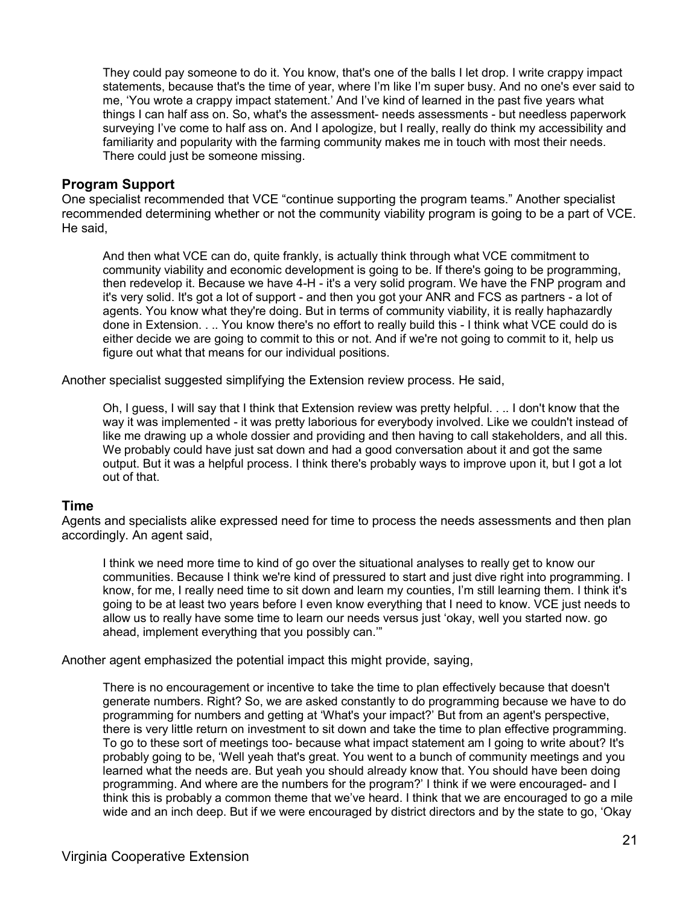> They could pay someone to do it. You know, that's one of the balls I let drop. I write crappy impact statements, because that's the time of year, where I'm like I'm super busy. And no one's ever said to me, 'You wrote a crappy impact statement.' And I've kind of learned in the past five years what things I can half ass on. So, what's the assessment- needs assessments - but needless paperwork surveying I've come to half ass on. And I apologize, but I really, really do think my accessibility and familiarity and popularity with the farming community makes me in touch with most their needs. There could just be someone missing.

## Program Support

One specialist recommended that VCE "continue supporting the program teams." Another specialist recommended determining whether or not the community viability program is going to be a part of VCE. He said,

> And then what VCE can do, quite frankly, is actually think through what VCE commitment to community viability and economic development is going to be. If there's going to be programming, then redevelop it. Because we have 4-H - it's a very solid program. We have the FNP program and it's very solid. It's got a lot of support - and then you got your ANR and FCS as partners - a lot of agents. You know what they're doing. But in terms of community viability, it is really haphazardly done in Extension. . .. You know there's no effort to really build this - I think what VCE could do is either decide we are going to commit to this or not. And if we're not going to commit to it, help us figure out what that means for our individual positions.

Another specialist suggested simplifying the Extension review process. He said,

> Oh, I guess, I will say that I think that Extension review was pretty helpful. . .. I don't know that the way it was implemented - it was pretty laborious for everybody involved. Like we couldn't instead of like me drawing up a whole dossier and providing and then having to call stakeholders, and all this. We probably could have just sat down and had a good conversation about it and got the same output. But it was a helpful process. I think there's probably ways to improve upon it, but I got a lot out of that.

## Time

Agents and specialists alike expressed need for time to process the needs assessments and then plan accordingly. An agent said,

> I think we need more time to kind of go over the situational analyses to really get to know our communities. Because I think we're kind of pressured to start and just dive right into programming. I know, for me, I really need time to sit down and learn my counties, I'm still learning them. I think it's going to be at least two years before I even know everything that I need to know. VCE just needs to allow us to really have some time to learn our needs versus just 'okay, well you started now. go ahead, implement everything that you possibly can.'"

Another agent emphasized the potential impact this might provide, saying,

> There is no encouragement or incentive to take the time to plan effectively because that doesn't generate numbers. Right? So, we are asked constantly to do programming because we have to do programming for numbers and getting at 'What's your impact?' But from an agent's perspective, there is very little return on investment to sit down and take the time to plan effective programming. To go to these sort of meetings too- because what impact statement am I going to write about? It's probably going to be, 'Well yeah that's great. You went to a bunch of community meetings and you learned what the needs are. But yeah you should already know that. You should have been doing programming. And where are the numbers for the program?' I think if we were encouraged- and I think this is probably a common theme that we've heard. I think that we are encouraged to go a mile wide and an inch deep. But if we were encouraged by district directors and by the state to go, 'Okay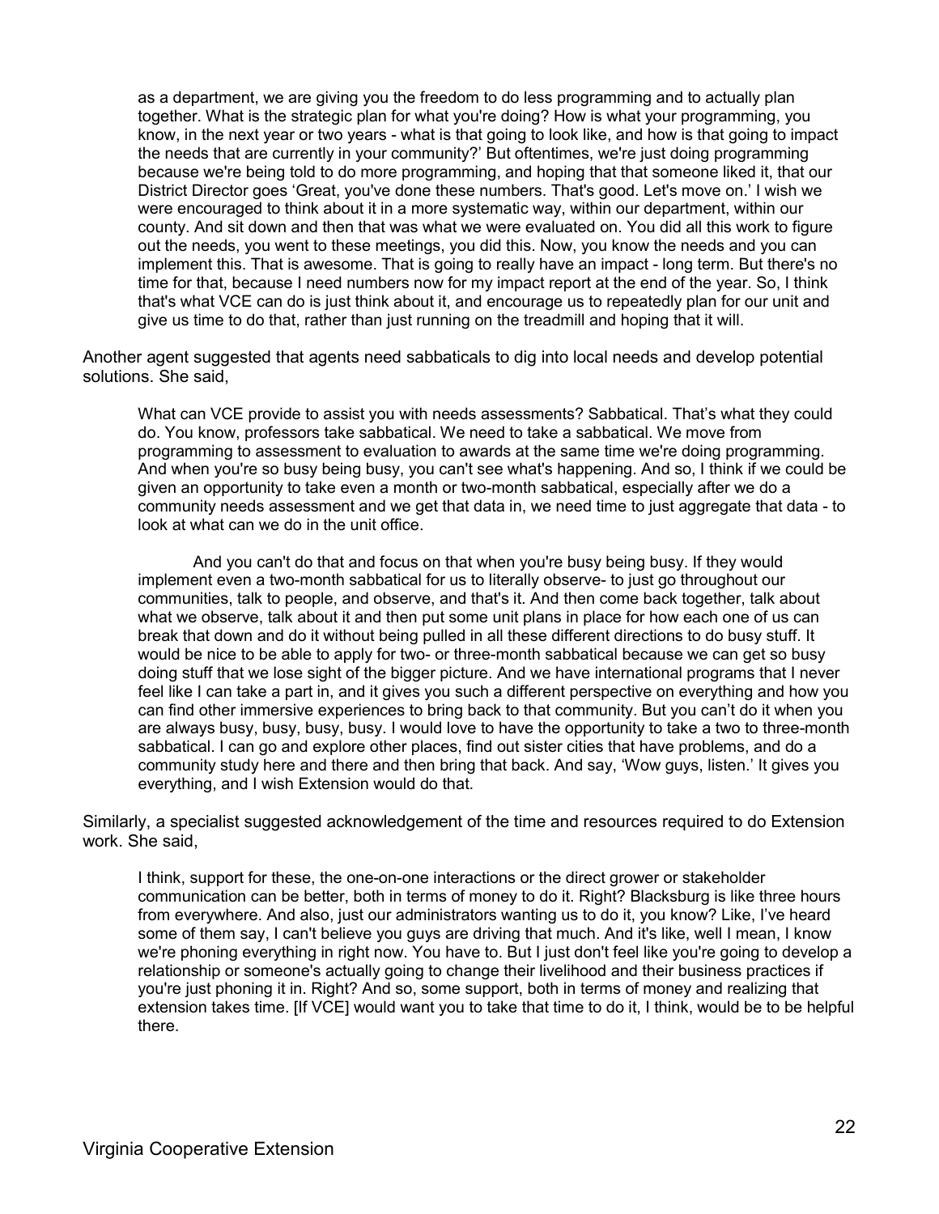> as a department, we are giving you the freedom to do less programming and to actually plan together. What is the strategic plan for what you're doing? How is what your programming, you know, in the next year or two years - what is that going to look like, and how is that going to impact the needs that are currently in your community?' But oftentimes, we're just doing programming because we're being told to do more programming, and hoping that that someone liked it, that our District Director goes 'Great, you've done these numbers. That's good. Let's move on.' I wish we were encouraged to think about it in a more systematic way, within our department, within our county. And sit down and then that was what we were evaluated on. You did all this work to figure out the needs, you went to these meetings, you did this. Now, you know the needs and you can implement this. That is awesome. That is going to really have an impact - long term. But there's no time for that, because I need numbers now for my impact report at the end of the year. So, I think that's what VCE can do is just think about it, and encourage us to repeatedly plan for our unit and give us time to do that, rather than just running on the treadmill and hoping that it will.

Another agent suggested that agents need sabbaticals to dig into local needs and develop potential solutions. She said,

> What can VCE provide to assist you with needs assessments? Sabbatical. That's what they could do. You know, professors take sabbatical. We need to take a sabbatical. We move from programming to assessment to evaluation to awards at the same time we're doing programming. And when you're so busy being busy, you can't see what's happening. And so, I think if we could be given an opportunity to take even a month or two-month sabbatical, especially after we do a community needs assessment and we get that data in, we need time to just aggregate that data - to look at what can we do in the unit office.
>
> And you can't do that and focus on that when you're busy being busy. If they would implement even a two-month sabbatical for us to literally observe- to just go throughout our communities, talk to people, and observe, and that's it. And then come back together, talk about what we observe, talk about it and then put some unit plans in place for how each one of us can break that down and do it without being pulled in all these different directions to do busy stuff. It would be nice to be able to apply for two- or three-month sabbatical because we can get so busy doing stuff that we lose sight of the bigger picture. And we have international programs that I never feel like I can take a part in, and it gives you such a different perspective on everything and how you can find other immersive experiences to bring back to that community. But you can't do it when you are always busy, busy, busy, busy. I would love to have the opportunity to take a two to three-month sabbatical. I can go and explore other places, find out sister cities that have problems, and do a community study here and there and then bring that back. And say, 'Wow guys, listen.' It gives you everything, and I wish Extension would do that.

Similarly, a specialist suggested acknowledgement of the time and resources required to do Extension work. She said,

> I think, support for these, the one-on-one interactions or the direct grower or stakeholder communication can be better, both in terms of money to do it. Right? Blacksburg is like three hours from everywhere. And also, just our administrators wanting us to do it, you know? Like, I've heard some of them say, I can't believe you guys are driving that much. And it's like, well I mean, I know we're phoning everything in right now. You have to. But I just don't feel like you're going to develop a relationship or someone's actually going to change their livelihood and their business practices if you're just phoning it in. Right? And so, some support, both in terms of money and realizing that extension takes time. [If VCE] would want you to take that time to do it, I think, would be to be helpful there.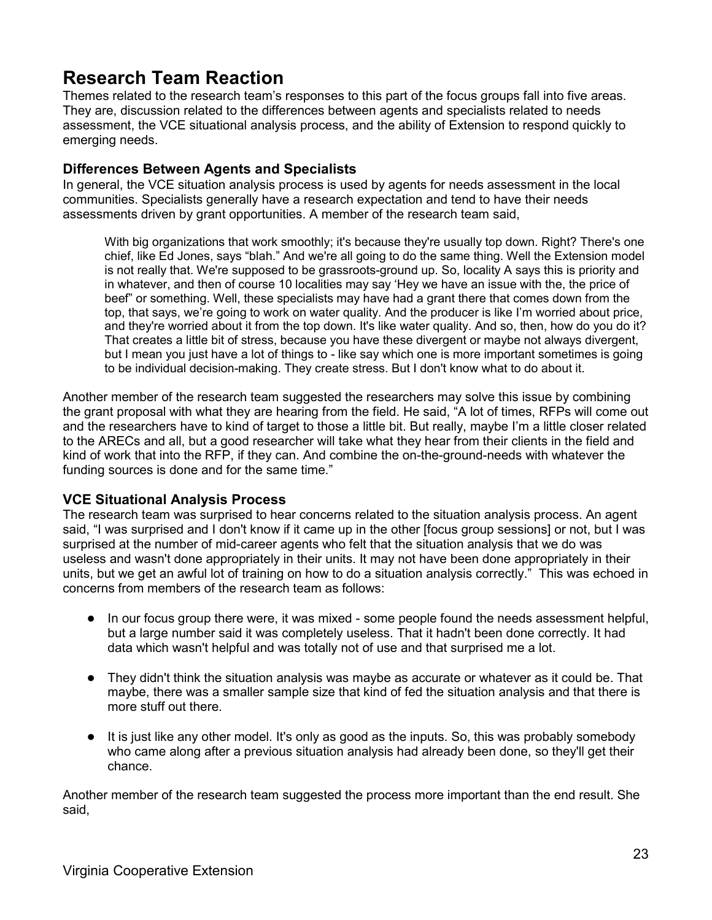## Research Team Reaction

Themes related to the research team's responses to this part of the focus groups fall into five areas. They are, discussion related to the differences between agents and specialists related to needs assessment, the VCE situational analysis process, and the ability of Extension to respond quickly to emerging needs.

### Differences Between Agents and Specialists

In general, the VCE situation analysis process is used by agents for needs assessment in the local communities. Specialists generally have a research expectation and tend to have their needs assessments driven by grant opportunities. A member of the research team said,

> With big organizations that work smoothly; it's because they're usually top down. Right? There's one chief, like Ed Jones, says "blah." And we're all going to do the same thing. Well the Extension model is not really that. We're supposed to be grassroots-ground up. So, locality A says this is priority and in whatever, and then of course 10 localities may say 'Hey we have an issue with the, the price of beef" or something. Well, these specialists may have had a grant there that comes down from the top, that says, we're going to work on water quality. And the producer is like I'm worried about price, and they're worried about it from the top down. It's like water quality. And so, then, how do you do it? That creates a little bit of stress, because you have these divergent or maybe not always divergent, but I mean you just have a lot of things to - like say which one is more important sometimes is going to be individual decision-making. They create stress. But I don't know what to do about it.

Another member of the research team suggested the researchers may solve this issue by combining the grant proposal with what they are hearing from the field. He said, "A lot of times, RFPs will come out and the researchers have to kind of target to those a little bit. But really, maybe I'm a little closer related to the ARECs and all, but a good researcher will take what they hear from their clients in the field and kind of work that into the RFP, if they can. And combine the on-the-ground-needs with whatever the funding sources is done and for the same time."

### VCE Situational Analysis Process

The research team was surprised to hear concerns related to the situation analysis process. An agent said, "I was surprised and I don't know if it came up in the other [focus group sessions] or not, but I was surprised at the number of mid-career agents who felt that the situation analysis that we do was useless and wasn't done appropriately in their units. It may not have been done appropriately in their units, but we get an awful lot of training on how to do a situation analysis correctly." This was echoed in concerns from members of the research team as follows:

- In our focus group there were, it was mixed - some people found the needs assessment helpful, but a large number said it was completely useless. That it hadn't been done correctly. It had data which wasn't helpful and was totally not of use and that surprised me a lot.
- They didn't think the situation analysis was maybe as accurate or whatever as it could be. That maybe, there was a smaller sample size that kind of fed the situation analysis and that there is more stuff out there.
- It is just like any other model. It's only as good as the inputs. So, this was probably somebody who came along after a previous situation analysis had already been done, so they'll get their chance.

Another member of the research team suggested the process more important than the end result. She said,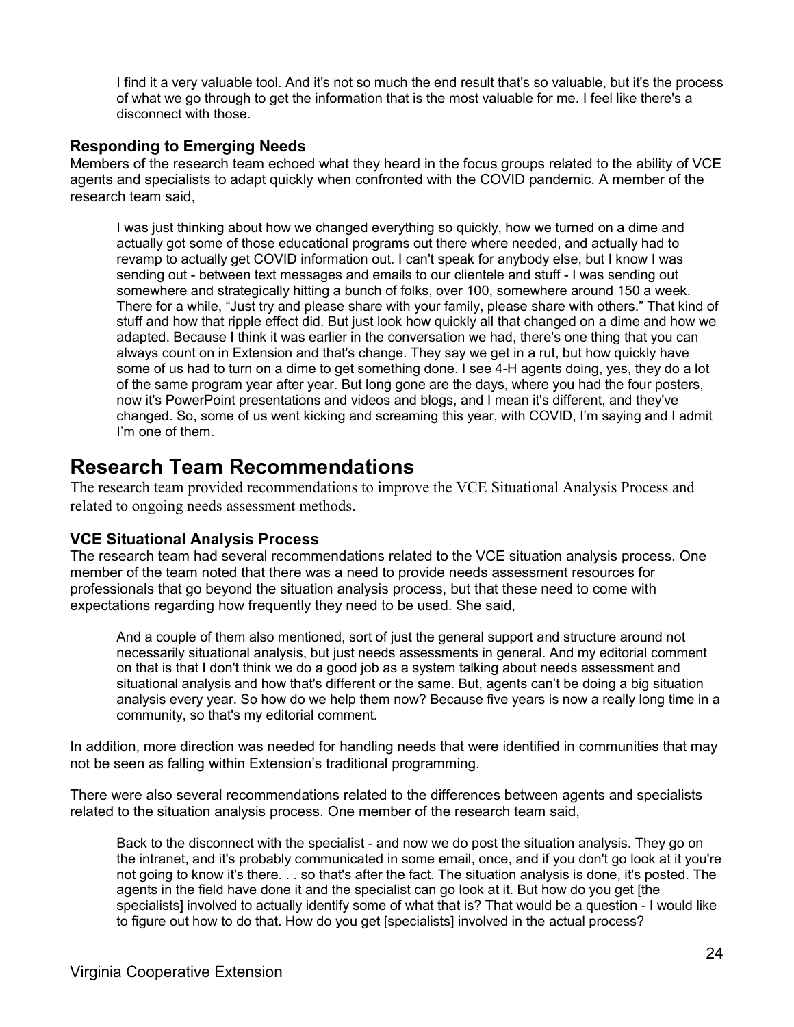> I find it a very valuable tool. And it's not so much the end result that's so valuable, but it's the process of what we go through to get the information that is the most valuable for me. I feel like there's a disconnect with those.

### Responding to Emerging Needs

Members of the research team echoed what they heard in the focus groups related to the ability of VCE agents and specialists to adapt quickly when confronted with the COVID pandemic. A member of the research team said,

> I was just thinking about how we changed everything so quickly, how we turned on a dime and actually got some of those educational programs out there where needed, and actually had to revamp to actually get COVID information out. I can't speak for anybody else, but I know I was sending out - between text messages and emails to our clientele and stuff - I was sending out somewhere and strategically hitting a bunch of folks, over 100, somewhere around 150 a week. There for a while, "Just try and please share with your family, please share with others." That kind of stuff and how that ripple effect did. But just look how quickly all that changed on a dime and how we adapted. Because I think it was earlier in the conversation we had, there's one thing that you can always count on in Extension and that's change. They say we get in a rut, but how quickly have some of us had to turn on a dime to get something done. I see 4-H agents doing, yes, they do a lot of the same program year after year. But long gone are the days, where you had the four posters, now it's PowerPoint presentations and videos and blogs, and I mean it's different, and they've changed. So, some of us went kicking and screaming this year, with COVID, I'm saying and I admit I'm one of them.

## Research Team Recommendations

The research team provided recommendations to improve the VCE Situational Analysis Process and related to ongoing needs assessment methods.

### VCE Situational Analysis Process

The research team had several recommendations related to the VCE situation analysis process. One member of the team noted that there was a need to provide needs assessment resources for professionals that go beyond the situation analysis process, but that these need to come with expectations regarding how frequently they need to be used. She said,

> And a couple of them also mentioned, sort of just the general support and structure around not necessarily situational analysis, but just needs assessments in general. And my editorial comment on that is that I don't think we do a good job as a system talking about needs assessment and situational analysis and how that's different or the same. But, agents can't be doing a big situation analysis every year. So how do we help them now? Because five years is now a really long time in a community, so that's my editorial comment.

In addition, more direction was needed for handling needs that were identified in communities that may not be seen as falling within Extension's traditional programming.

There were also several recommendations related to the differences between agents and specialists related to the situation analysis process. One member of the research team said,

> Back to the disconnect with the specialist - and now we do post the situation analysis. They go on the intranet, and it's probably communicated in some email, once, and if you don't go look at it you're not going to know it's there. . . so that's after the fact. The situation analysis is done, it's posted. The agents in the field have done it and the specialist can go look at it. But how do you get [the specialists] involved to actually identify some of what that is? That would be a question - I would like to figure out how to do that. How do you get [specialists] involved in the actual process?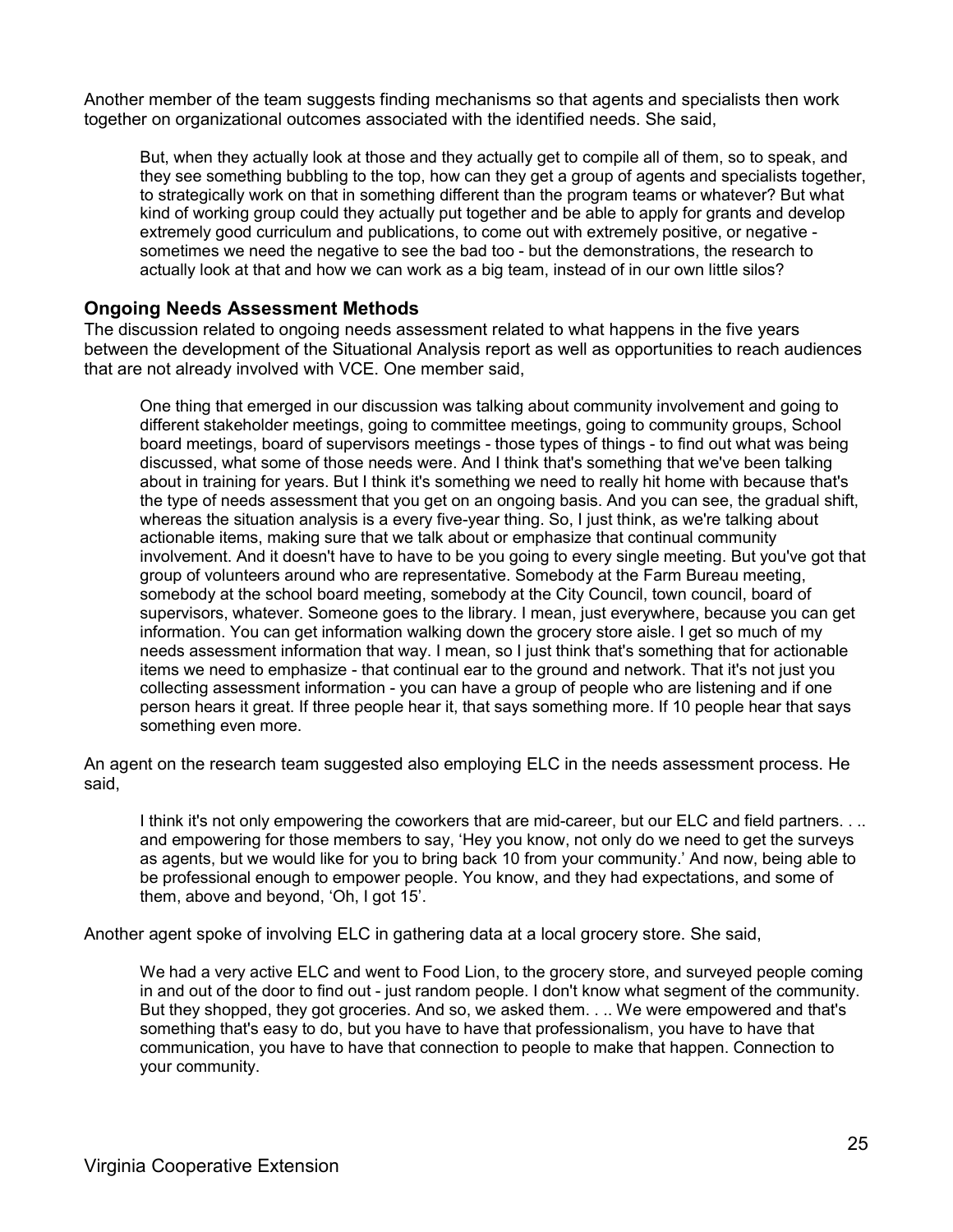Another member of the team suggests finding mechanisms so that agents and specialists then work together on organizational outcomes associated with the identified needs. She said,

> But, when they actually look at those and they actually get to compile all of them, so to speak, and they see something bubbling to the top, how can they get a group of agents and specialists together, to strategically work on that in something different than the program teams or whatever? But what kind of working group could they actually put together and be able to apply for grants and develop extremely good curriculum and publications, to come out with extremely positive, or negative - sometimes we need the negative to see the bad too - but the demonstrations, the research to actually look at that and how we can work as a big team, instead of in our own little silos?

### Ongoing Needs Assessment Methods

The discussion related to ongoing needs assessment related to what happens in the five years between the development of the Situational Analysis report as well as opportunities to reach audiences that are not already involved with VCE. One member said,

> One thing that emerged in our discussion was talking about community involvement and going to different stakeholder meetings, going to committee meetings, going to community groups, School board meetings, board of supervisors meetings - those types of things - to find out what was being discussed, what some of those needs were. And I think that's something that we've been talking about in training for years. But I think it's something we need to really hit home with because that's the type of needs assessment that you get on an ongoing basis. And you can see, the gradual shift, whereas the situation analysis is a every five-year thing. So, I just think, as we're talking about actionable items, making sure that we talk about or emphasize that continual community involvement. And it doesn't have to have to be you going to every single meeting. But you've got that group of volunteers around who are representative. Somebody at the Farm Bureau meeting, somebody at the school board meeting, somebody at the City Council, town council, board of supervisors, whatever. Someone goes to the library. I mean, just everywhere, because you can get information. You can get information walking down the grocery store aisle. I get so much of my needs assessment information that way. I mean, so I just think that's something that for actionable items we need to emphasize - that continual ear to the ground and network. That it's not just you collecting assessment information - you can have a group of people who are listening and if one person hears it great. If three people hear it, that says something more. If 10 people hear that says something even more.

An agent on the research team suggested also employing ELC in the needs assessment process. He said,

> I think it's not only empowering the coworkers that are mid-career, but our ELC and field partners. . .. and empowering for those members to say, 'Hey you know, not only do we need to get the surveys as agents, but we would like for you to bring back 10 from your community.' And now, being able to be professional enough to empower people. You know, and they had expectations, and some of them, above and beyond, 'Oh, I got 15'.

Another agent spoke of involving ELC in gathering data at a local grocery store. She said,

> We had a very active ELC and went to Food Lion, to the grocery store, and surveyed people coming in and out of the door to find out - just random people. I don't know what segment of the community. But they shopped, they got groceries. And so, we asked them. . .. We were empowered and that's something that's easy to do, but you have to have that professionalism, you have to have that communication, you have to have that connection to people to make that happen. Connection to your community.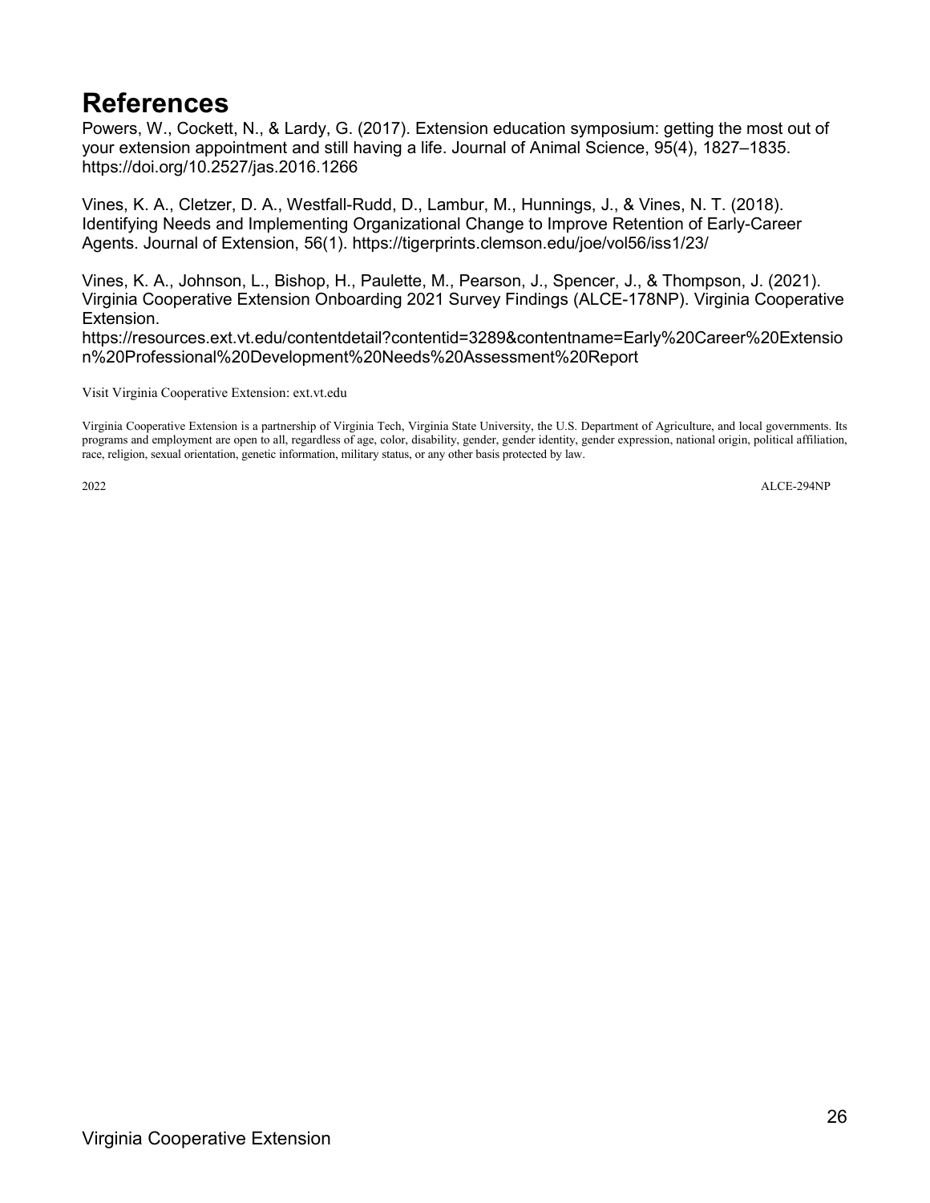# References

Powers, W., Cockett, N., & Lardy, G. (2017). Extension education symposium: getting the most out of your extension appointment and still having a life. Journal of Animal Science, 95(4), 1827–1835. https://doi.org/10.2527/jas.2016.1266

Vines, K. A., Cletzer, D. A., Westfall-Rudd, D., Lambur, M., Hunnings, J., & Vines, N. T. (2018). Identifying Needs and Implementing Organizational Change to Improve Retention of Early-Career Agents. Journal of Extension, 56(1). https://tigerprints.clemson.edu/joe/vol56/iss1/23/

Vines, K. A., Johnson, L., Bishop, H., Paulette, M., Pearson, J., Spencer, J., & Thompson, J. (2021). Virginia Cooperative Extension Onboarding 2021 Survey Findings (ALCE-178NP). Virginia Cooperative Extension. https://resources.ext.vt.edu/contentdetail?contentid=3289&contentname=Early%20Career%20Extension%20Professional%20Development%20Needs%20Assessment%20Report

Visit Virginia Cooperative Extension: ext.vt.edu

Virginia Cooperative Extension is a partnership of Virginia Tech, Virginia State University, the U.S. Department of Agriculture, and local governments. Its programs and employment are open to all, regardless of age, color, disability, gender, gender identity, gender expression, national origin, political affiliation, race, religion, sexual orientation, genetic information, military status, or any other basis protected by law.

2022 ALCE-294NP